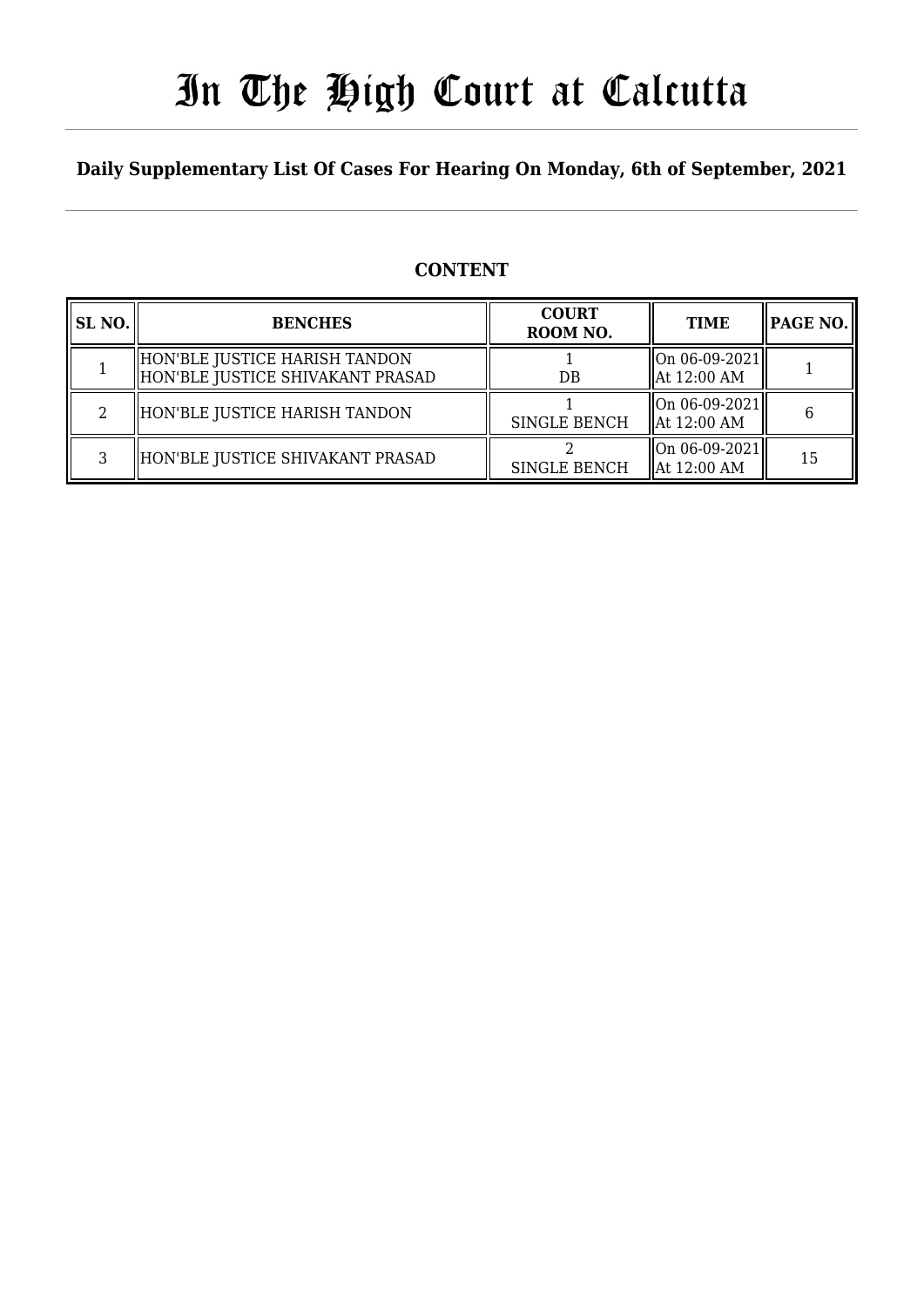# In The High Court at Calcutta

## Daily Supplementary List Of Cases For Hearing On Monday, 6th of September, 2021

### CONTENT

| SL NO. | BENCHES | COURT ROOM NO. | TIME | PAGE NO. |
|---|---|---|---|---|
| 1 | HON'BLE JUSTICE HARISH TANDON<br>HON'BLE JUSTICE SHIVAKANT PRASAD | 1<br>DB | On 06-09-2021<br>At 12:00 AM | 1 |
| 2 | HON'BLE JUSTICE HARISH TANDON | 1<br>SINGLE BENCH | On 06-09-2021<br>At 12:00 AM | 6 |
| 3 | HON'BLE JUSTICE SHIVAKANT PRASAD | 2<br>SINGLE BENCH | On 06-09-2021<br>At 12:00 AM | 15 |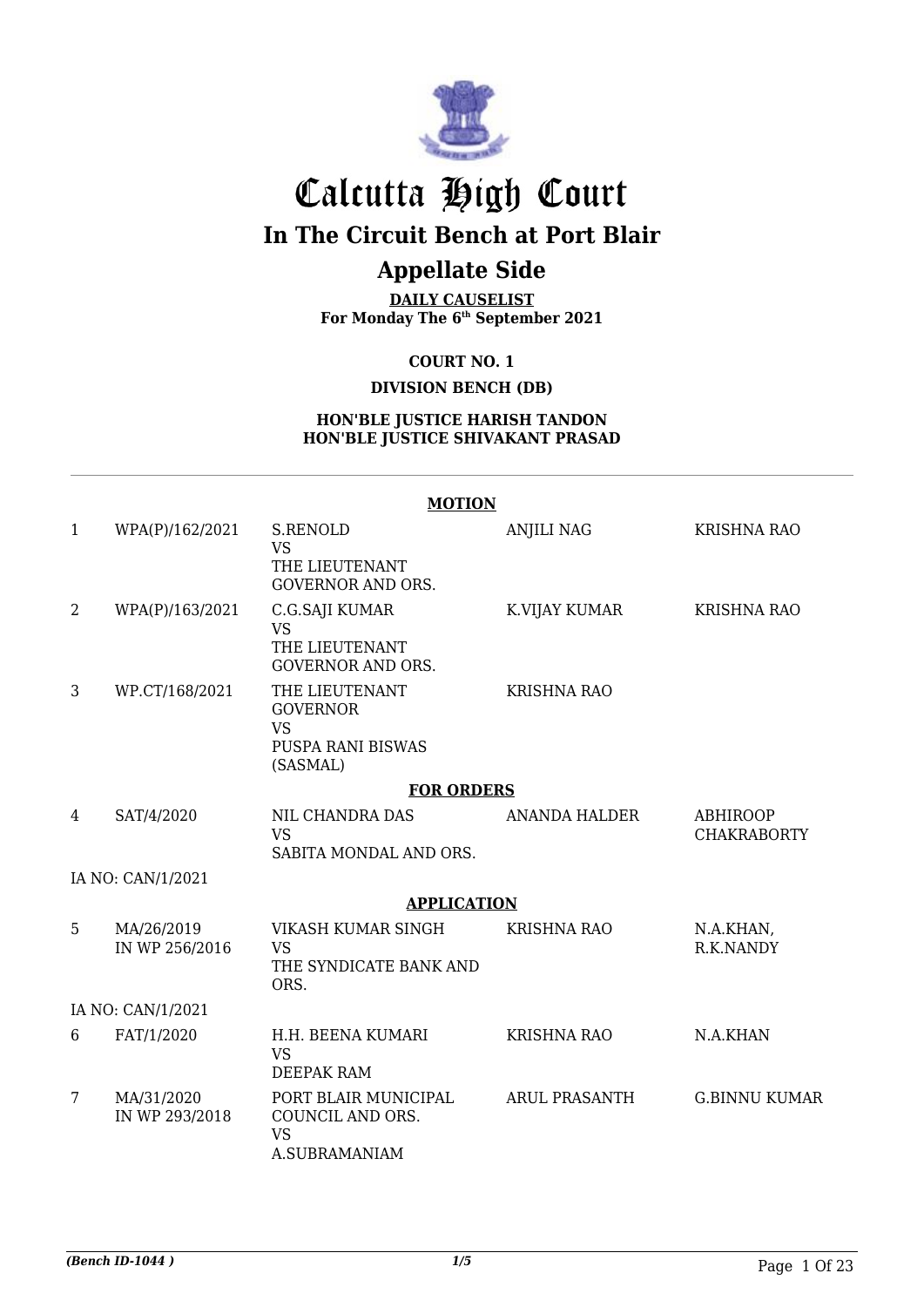# Calcutta High Court

## In The Circuit Bench at Port Blair

## Appellate Side

**DAILY CAUSELIST**
**For Monday The 6th September 2021**

**COURT NO. 1**

**DIVISION BENCH (DB)**

**HON'BLE JUSTICE HARISH TANDON**
**HON'BLE JUSTICE SHIVAKANT PRASAD**

**MOTION**

| | | | | |
|---|---|---|---|---|
| 1 | WPA(P)/162/2021 | S.RENOLD<br>VS<br>THE LIEUTENANT GOVERNOR AND ORS. | ANJILI NAG | KRISHNA RAO |
| 2 | WPA(P)/163/2021 | C.G.SAJI KUMAR<br>VS<br>THE LIEUTENANT GOVERNOR AND ORS. | K.VIJAY KUMAR | KRISHNA RAO |
| 3 | WP.CT/168/2021 | THE LIEUTENANT GOVERNOR<br>VS<br>PUSPA RANI BISWAS (SASMAL) | KRISHNA RAO | |

**FOR ORDERS**

| | | | | |
|---|---|---|---|---|
| 4 | SAT/4/2020 | NIL CHANDRA DAS<br>VS<br>SABITA MONDAL AND ORS. | ANANDA HALDER | ABHIROOP CHAKRABORTY |
| | IA NO: CAN/1/2021 | | | |

**APPLICATION**

| | | | | |
|---|---|---|---|---|
| 5 | MA/26/2019<br>IN WP 256/2016 | VIKASH KUMAR SINGH<br>VS<br>THE SYNDICATE BANK AND ORS. | KRISHNA RAO | N.A.KHAN, R.K.NANDY |
| | IA NO: CAN/1/2021 | | | |
| 6 | FAT/1/2020 | H.H. BEENA KUMARI<br>VS<br>DEEPAK RAM | KRISHNA RAO | N.A.KHAN |
| 7 | MA/31/2020<br>IN WP 293/2018 | PORT BLAIR MUNICIPAL COUNCIL AND ORS.<br>VS<br>A.SUBRAMANIAM | ARUL PRASANTH | G.BINNU KUMAR |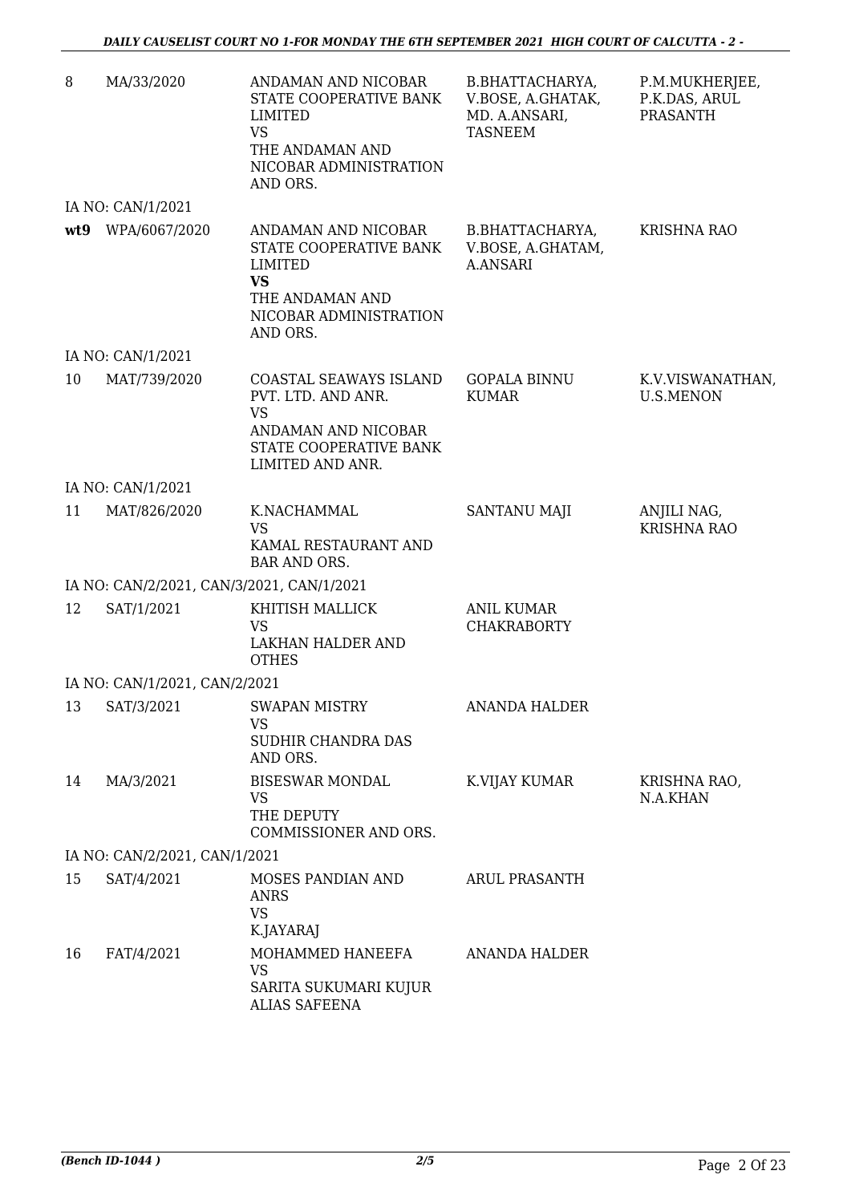| | | | | |
|---|---|---|---|---|
| 8 | MA/33/2020 | ANDAMAN AND NICOBAR STATE COOPERATIVE BANK LIMITED<br>VS<br>THE ANDAMAN AND NICOBAR ADMINISTRATION AND ORS. | B.BHATTACHARYA, V.BOSE, A.GHATAK, MD. A.ANSARI, TASNEEM | P.M.MUKHERJEE, P.K.DAS, ARUL PRASANTH |
| IA NO: CAN/1/2021 | | | | |
| **wt9** | WPA/6067/2020 | ANDAMAN AND NICOBAR STATE COOPERATIVE BANK LIMITED<br>**VS**<br>THE ANDAMAN AND NICOBAR ADMINISTRATION AND ORS. | B.BHATTACHARYA, V.BOSE, A.GHATAM, A.ANSARI | KRISHNA RAO |
| IA NO: CAN/1/2021 | | | | |
| 10 | MAT/739/2020 | COASTAL SEAWAYS ISLAND PVT. LTD. AND ANR.<br>VS<br>ANDAMAN AND NICOBAR STATE COOPERATIVE BANK LIMITED AND ANR. | GOPALA BINNU KUMAR | K.V.VISWANATHAN, U.S.MENON |
| IA NO: CAN/1/2021 | | | | |
| 11 | MAT/826/2020 | K.NACHAMMAL<br>VS<br>KAMAL RESTAURANT AND BAR AND ORS. | SANTANU MAJI | ANJILI NAG, KRISHNA RAO |
| IA NO: CAN/2/2021, CAN/3/2021, CAN/1/2021 | | | | |
| 12 | SAT/1/2021 | KHITISH MALLICK<br>VS<br>LAKHAN HALDER AND OTHES | ANIL KUMAR CHAKRABORTY | |
| IA NO: CAN/1/2021, CAN/2/2021 | | | | |
| 13 | SAT/3/2021 | SWAPAN MISTRY<br>VS<br>SUDHIR CHANDRA DAS AND ORS. | ANANDA HALDER | |
| 14 | MA/3/2021 | BISESWAR MONDAL<br>VS<br>THE DEPUTY COMMISSIONER AND ORS. | K.VIJAY KUMAR | KRISHNA RAO, N.A.KHAN |
| IA NO: CAN/2/2021, CAN/1/2021 | | | | |
| 15 | SAT/4/2021 | MOSES PANDIAN AND ANRS<br>VS<br>K.JAYARAJ | ARUL PRASANTH | |
| 16 | FAT/4/2021 | MOHAMMED HANEEFA<br>VS<br>SARITA SUKUMARI KUJUR ALIAS SAFEENA | ANANDA HALDER | |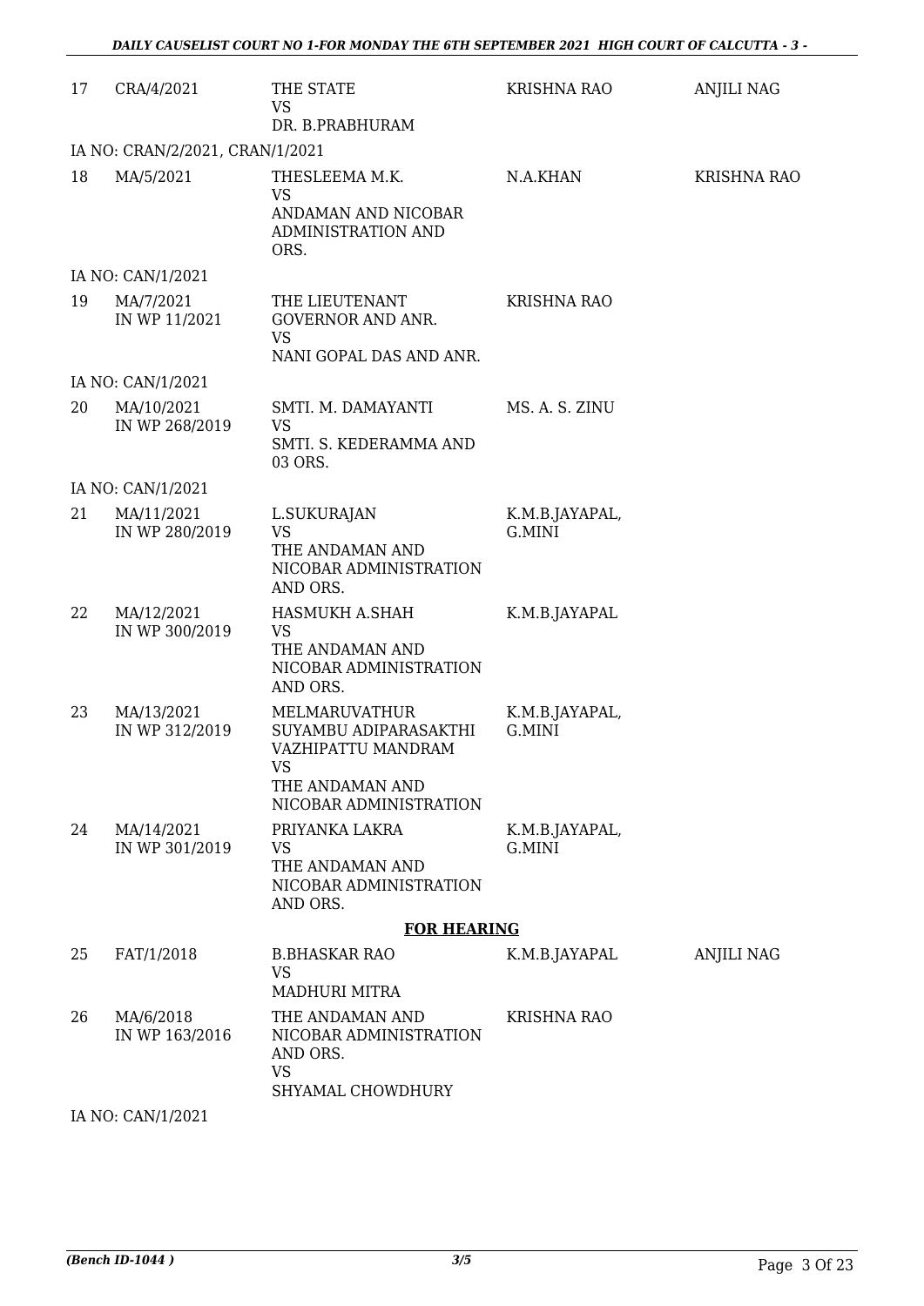| | | | | |
|---|---|---|---|---|
| 17 | CRA/4/2021 | THE STATE<br>VS<br>DR. B.PRABHURAM | KRISHNA RAO | ANJILI NAG |
| | IA NO: CRAN/2/2021, CRAN/1/2021 | | | |
| 18 | MA/5/2021 | THESLEEMA M.K.<br>VS<br>ANDAMAN AND NICOBAR ADMINISTRATION AND ORS. | N.A.KHAN | KRISHNA RAO |
| | IA NO: CAN/1/2021 | | | |
| 19 | MA/7/2021<br>IN WP 11/2021 | THE LIEUTENANT GOVERNOR AND ANR.<br>VS<br>NANI GOPAL DAS AND ANR. | KRISHNA RAO | |
| | IA NO: CAN/1/2021 | | | |
| 20 | MA/10/2021<br>IN WP 268/2019 | SMTI. M. DAMAYANTI<br>VS<br>SMTI. S. KEDERAMMA AND 03 ORS. | MS. A. S. ZINU | |
| | IA NO: CAN/1/2021 | | | |
| 21 | MA/11/2021<br>IN WP 280/2019 | L.SUKURAJAN<br>VS<br>THE ANDAMAN AND NICOBAR ADMINISTRATION AND ORS. | K.M.B.JAYAPAL, G.MINI | |
| 22 | MA/12/2021<br>IN WP 300/2019 | HASMUKH A.SHAH<br>VS<br>THE ANDAMAN AND NICOBAR ADMINISTRATION AND ORS. | K.M.B.JAYAPAL | |
| 23 | MA/13/2021<br>IN WP 312/2019 | MELMARUVATHUR SUYAMBU ADIPARASAKTHI VAZHIPATTU MANDRAM<br>VS<br>THE ANDAMAN AND NICOBAR ADMINISTRATION | K.M.B.JAYAPAL, G.MINI | |
| 24 | MA/14/2021<br>IN WP 301/2019 | PRIYANKA LAKRA<br>VS<br>THE ANDAMAN AND NICOBAR ADMINISTRATION AND ORS. | K.M.B.JAYAPAL, G.MINI | |
| | | **FOR HEARING** | | |
| 25 | FAT/1/2018 | B.BHASKAR RAO<br>VS<br>MADHURI MITRA | K.M.B.JAYAPAL | ANJILI NAG |
| 26 | MA/6/2018<br>IN WP 163/2016 | THE ANDAMAN AND NICOBAR ADMINISTRATION AND ORS.<br>VS<br>SHYAMAL CHOWDHURY | KRISHNA RAO | |
| | IA NO: CAN/1/2021 | | | |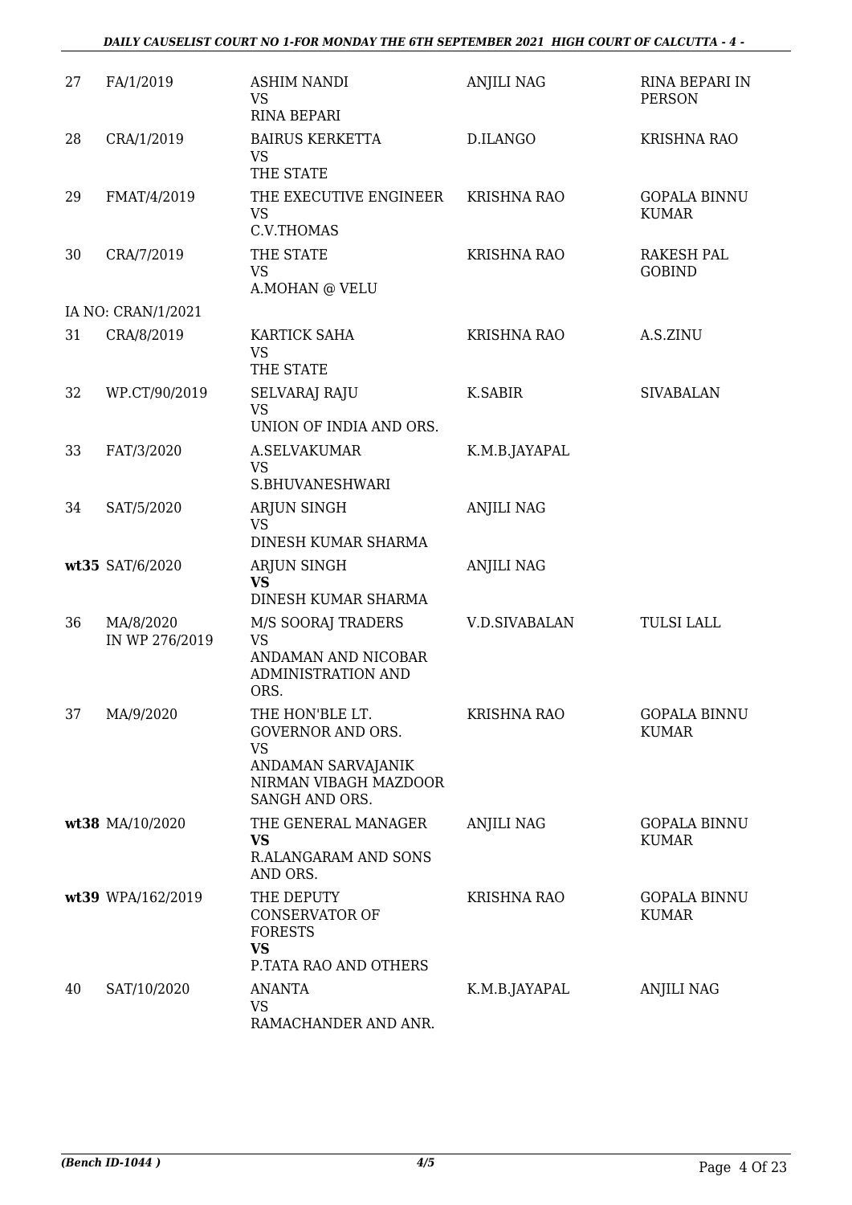| | | | | |
|---|---|---|---|---|
| 27 | FA/1/2019 | ASHIM NANDI<br>VS<br>RINA BEPARI | ANJILI NAG | RINA BEPARI IN PERSON |
| 28 | CRA/1/2019 | BAIRUS KERKETTA<br>VS<br>THE STATE | D.ILANGO | KRISHNA RAO |
| 29 | FMAT/4/2019 | THE EXECUTIVE ENGINEER<br>VS<br>C.V.THOMAS | KRISHNA RAO | GOPALA BINNU KUMAR |
| 30 | CRA/7/2019 | THE STATE<br>VS<br>A.MOHAN @ VELU | KRISHNA RAO | RAKESH PAL GOBIND |
| | IA NO: CRAN/1/2021 | | | |
| 31 | CRA/8/2019 | KARTICK SAHA<br>VS<br>THE STATE | KRISHNA RAO | A.S.ZINU |
| 32 | WP.CT/90/2019 | SELVARAJ RAJU<br>VS<br>UNION OF INDIA AND ORS. | K.SABIR | SIVABALAN |
| 33 | FAT/3/2020 | A.SELVAKUMAR<br>VS<br>S.BHUVANESHWARI | K.M.B.JAYAPAL | |
| 34 | SAT/5/2020 | ARJUN SINGH<br>VS<br>DINESH KUMAR SHARMA | ANJILI NAG | |
| **wt35** | SAT/6/2020 | ARJUN SINGH<br>**VS**<br>DINESH KUMAR SHARMA | ANJILI NAG | |
| 36 | MA/8/2020<br>IN WP 276/2019 | M/S SOORAJ TRADERS<br>VS<br>ANDAMAN AND NICOBAR ADMINISTRATION AND ORS. | V.D.SIVABALAN | TULSI LALL |
| 37 | MA/9/2020 | THE HON'BLE LT. GOVERNOR AND ORS.<br>VS<br>ANDAMAN SARVAJANIK NIRMAN VIBAGH MAZDOOR SANGH AND ORS. | KRISHNA RAO | GOPALA BINNU KUMAR |
| **wt38** | MA/10/2020 | THE GENERAL MANAGER<br>**VS**<br>R.ALANGARAM AND SONS AND ORS. | ANJILI NAG | GOPALA BINNU KUMAR |
| **wt39** | WPA/162/2019 | THE DEPUTY CONSERVATOR OF FORESTS<br>**VS**<br>P.TATA RAO AND OTHERS | KRISHNA RAO | GOPALA BINNU KUMAR |
| 40 | SAT/10/2020 | ANANTA<br>VS<br>RAMACHANDER AND ANR. | K.M.B.JAYAPAL | ANJILI NAG |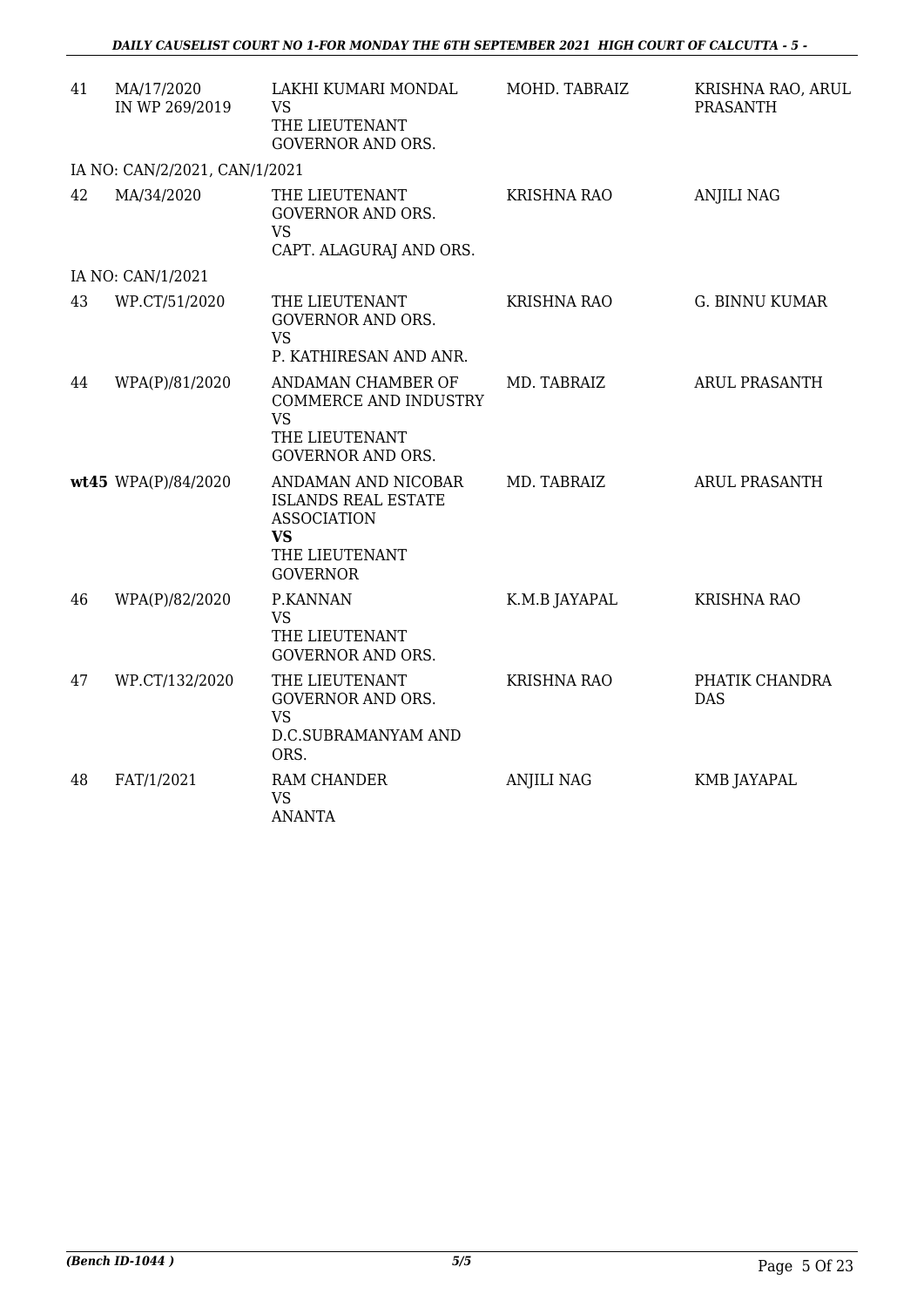| 41 | MA/17/2020 IN WP 269/2019 | LAKHI KUMARI MONDAL VS THE LIEUTENANT GOVERNOR AND ORS. | MOHD. TABRAIZ | KRISHNA RAO, ARUL PRASANTH |
|---|---|---|---|---|
| | IA NO: CAN/2/2021, CAN/1/2021 | | | |
| 42 | MA/34/2020 | THE LIEUTENANT GOVERNOR AND ORS. VS CAPT. ALAGURAJ AND ORS. | KRISHNA RAO | ANJILI NAG |
| | IA NO: CAN/1/2021 | | | |
| 43 | WP.CT/51/2020 | THE LIEUTENANT GOVERNOR AND ORS. VS P. KATHIRESAN AND ANR. | KRISHNA RAO | G. BINNU KUMAR |
| 44 | WPA(P)/81/2020 | ANDAMAN CHAMBER OF COMMERCE AND INDUSTRY VS THE LIEUTENANT GOVERNOR AND ORS. | MD. TABRAIZ | ARUL PRASANTH |
| **wt45** | WPA(P)/84/2020 | ANDAMAN AND NICOBAR ISLANDS REAL ESTATE ASSOCIATION **VS** THE LIEUTENANT GOVERNOR | MD. TABRAIZ | ARUL PRASANTH |
| 46 | WPA(P)/82/2020 | P.KANNAN VS THE LIEUTENANT GOVERNOR AND ORS. | K.M.B JAYAPAL | KRISHNA RAO |
| 47 | WP.CT/132/2020 | THE LIEUTENANT GOVERNOR AND ORS. VS D.C.SUBRAMANYAM AND ORS. | KRISHNA RAO | PHATIK CHANDRA DAS |
| 48 | FAT/1/2021 | RAM CHANDER VS ANANTA | ANJILI NAG | KMB JAYAPAL |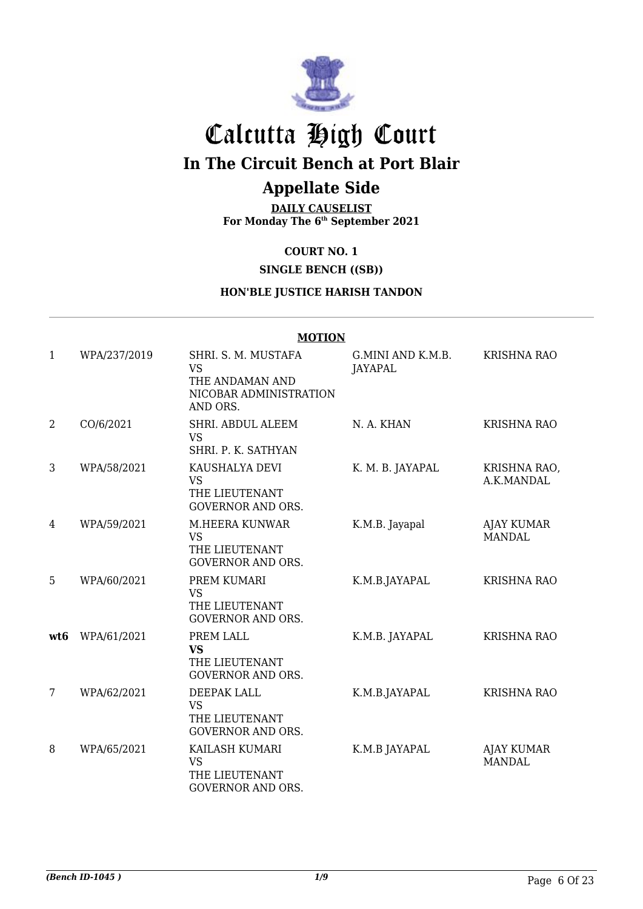# Calcutta High Court

## In The Circuit Bench at Port Blair

## Appellate Side

**DAILY CAUSELIST**
**For Monday The 6th September 2021**

**COURT NO. 1**

**SINGLE BENCH ((SB))**

**HON'BLE JUSTICE HARISH TANDON**

**MOTION**

| | | | | |
|---|---|---|---|---|
| 1 | WPA/237/2019 | SHRI. S. M. MUSTAFA VS THE ANDAMAN AND NICOBAR ADMINISTRATION AND ORS. | G.MINI AND K.M.B. JAYAPAL | KRISHNA RAO |
| 2 | CO/6/2021 | SHRI. ABDUL ALEEM VS SHRI. P. K. SATHYAN | N. A. KHAN | KRISHNA RAO |
| 3 | WPA/58/2021 | KAUSHALYA DEVI VS THE LIEUTENANT GOVERNOR AND ORS. | K. M. B. JAYAPAL | KRISHNA RAO, A.K.MANDAL |
| 4 | WPA/59/2021 | M.HEERA KUNWAR VS THE LIEUTENANT GOVERNOR AND ORS. | K.M.B. Jayapal | AJAY KUMAR MANDAL |
| 5 | WPA/60/2021 | PREM KUMARI VS THE LIEUTENANT GOVERNOR AND ORS. | K.M.B.JAYAPAL | KRISHNA RAO |
| **wt6** | WPA/61/2021 | PREM LALL **VS** THE LIEUTENANT GOVERNOR AND ORS. | K.M.B. JAYAPAL | KRISHNA RAO |
| 7 | WPA/62/2021 | DEEPAK LALL VS THE LIEUTENANT GOVERNOR AND ORS. | K.M.B.JAYAPAL | KRISHNA RAO |
| 8 | WPA/65/2021 | KAILASH KUMARI VS THE LIEUTENANT GOVERNOR AND ORS. | K.M.B JAYAPAL | AJAY KUMAR MANDAL |

*(Bench ID-1045 )* *1/9*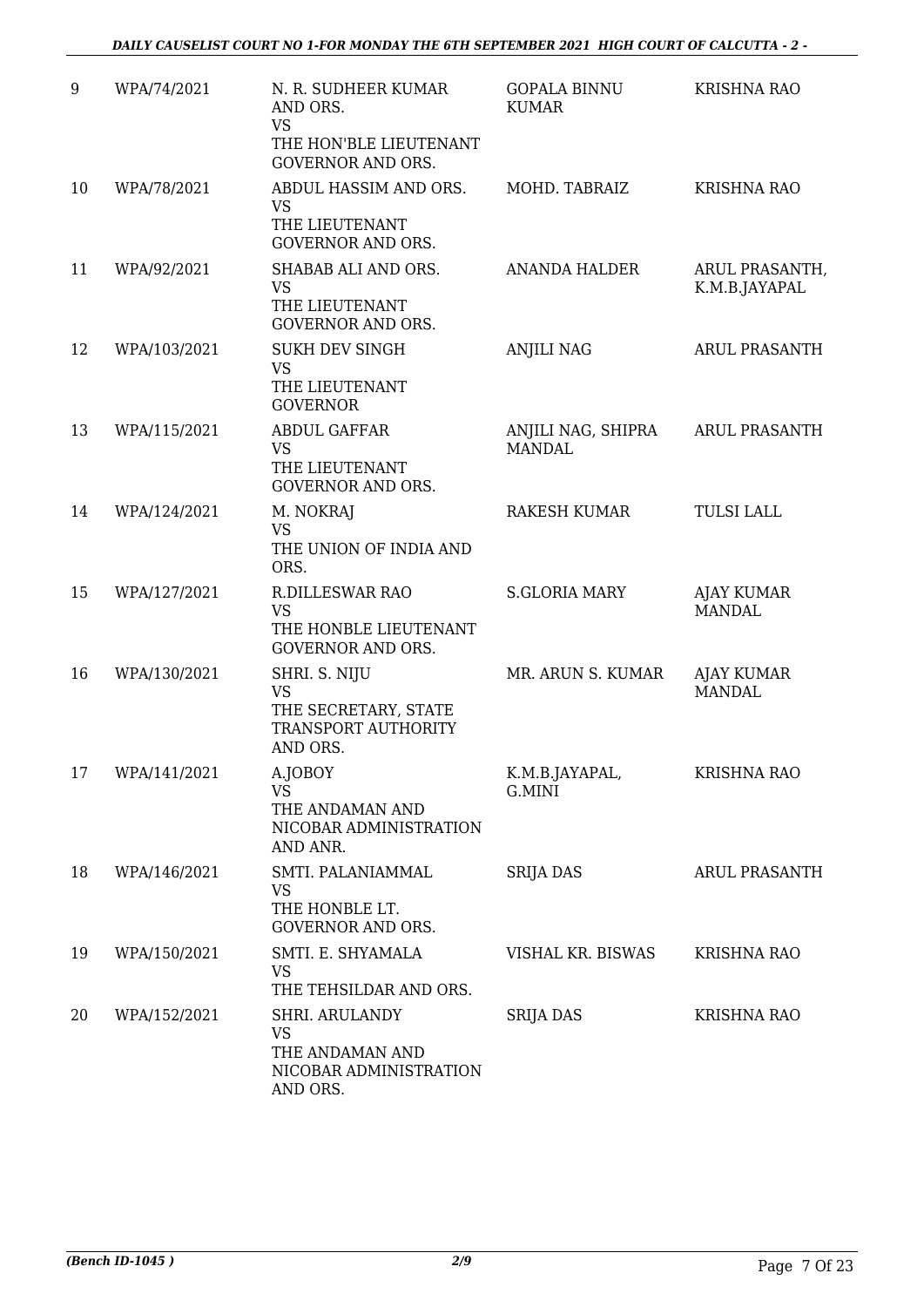| 9 | WPA/74/2021 | N. R. SUDHEER KUMAR AND ORS. VS THE HON'BLE LIEUTENANT GOVERNOR AND ORS. | GOPALA BINNU KUMAR | KRISHNA RAO |
|---|---|---|---|---|
| 10 | WPA/78/2021 | ABDUL HASSIM AND ORS. VS THE LIEUTENANT GOVERNOR AND ORS. | MOHD. TABRAIZ | KRISHNA RAO |
| 11 | WPA/92/2021 | SHABAB ALI AND ORS. VS THE LIEUTENANT GOVERNOR AND ORS. | ANANDA HALDER | ARUL PRASANTH, K.M.B.JAYAPAL |
| 12 | WPA/103/2021 | SUKH DEV SINGH VS THE LIEUTENANT GOVERNOR | ANJILI NAG | ARUL PRASANTH |
| 13 | WPA/115/2021 | ABDUL GAFFAR VS THE LIEUTENANT GOVERNOR AND ORS. | ANJILI NAG, SHIPRA MANDAL | ARUL PRASANTH |
| 14 | WPA/124/2021 | M. NOKRAJ VS THE UNION OF INDIA AND ORS. | RAKESH KUMAR | TULSI LALL |
| 15 | WPA/127/2021 | R.DILLESWAR RAO VS THE HONBLE LIEUTENANT GOVERNOR AND ORS. | S.GLORIA MARY | AJAY KUMAR MANDAL |
| 16 | WPA/130/2021 | SHRI. S. NIJU VS THE SECRETARY, STATE TRANSPORT AUTHORITY AND ORS. | MR. ARUN S. KUMAR | AJAY KUMAR MANDAL |
| 17 | WPA/141/2021 | A.JOBOY VS THE ANDAMAN AND NICOBAR ADMINISTRATION AND ANR. | K.M.B.JAYAPAL, G.MINI | KRISHNA RAO |
| 18 | WPA/146/2021 | SMTI. PALANIAMMAL VS THE HONBLE LT. GOVERNOR AND ORS. | SRIJA DAS | ARUL PRASANTH |
| 19 | WPA/150/2021 | SMTI. E. SHYAMALA VS THE TEHSILDAR AND ORS. | VISHAL KR. BISWAS | KRISHNA RAO |
| 20 | WPA/152/2021 | SHRI. ARULANDY VS THE ANDAMAN AND NICOBAR ADMINISTRATION AND ORS. | SRIJA DAS | KRISHNA RAO |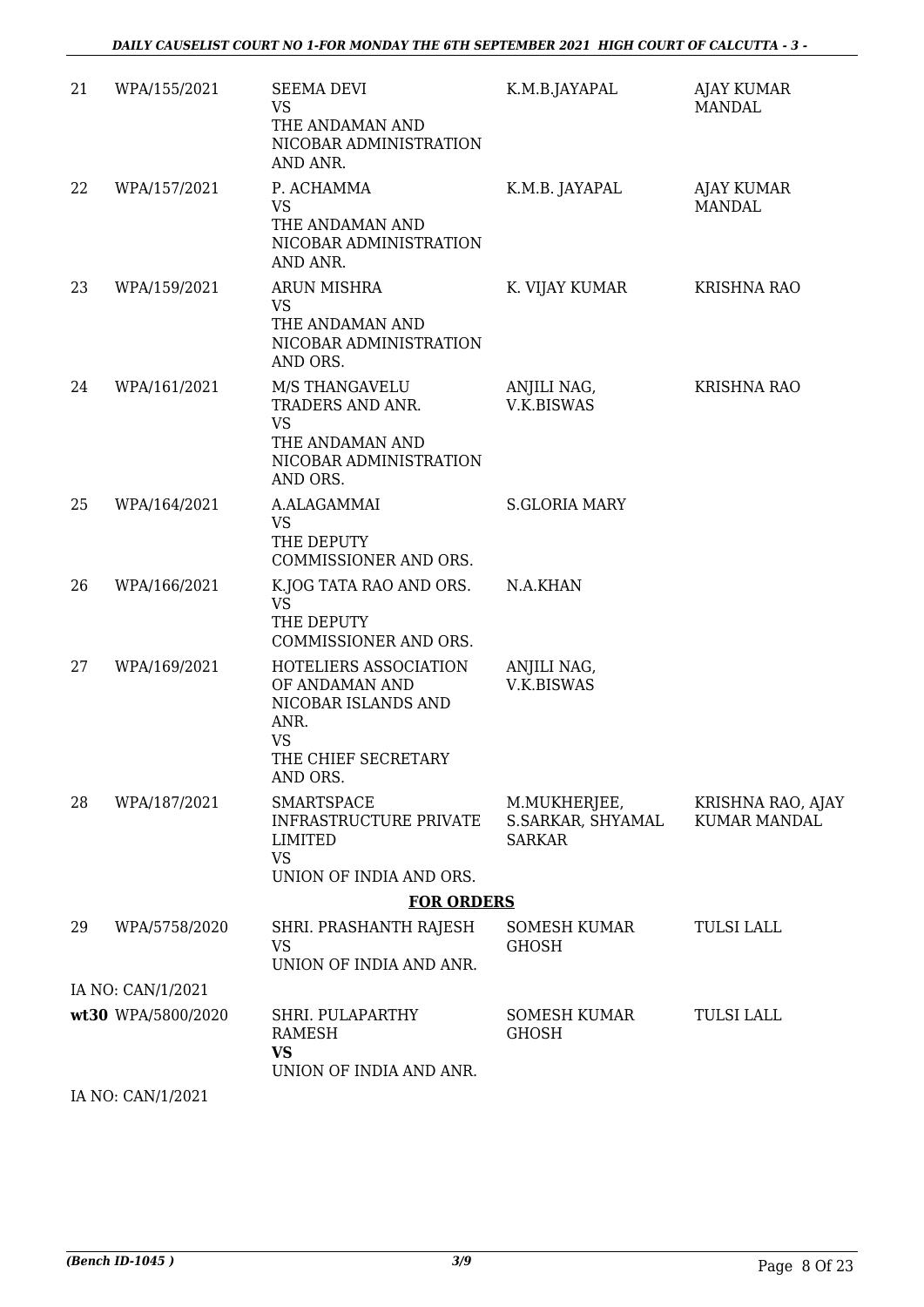| | | | | |
|---|---|---|---|---|
| 21 | WPA/155/2021 | SEEMA DEVI<br>VS<br>THE ANDAMAN AND NICOBAR ADMINISTRATION AND ANR. | K.M.B.JAYAPAL | AJAY KUMAR MANDAL |
| 22 | WPA/157/2021 | P. ACHAMMA<br>VS<br>THE ANDAMAN AND NICOBAR ADMINISTRATION AND ANR. | K.M.B. JAYAPAL | AJAY KUMAR MANDAL |
| 23 | WPA/159/2021 | ARUN MISHRA<br>VS<br>THE ANDAMAN AND NICOBAR ADMINISTRATION AND ORS. | K. VIJAY KUMAR | KRISHNA RAO |
| 24 | WPA/161/2021 | M/S THANGAVELU TRADERS AND ANR.<br>VS<br>THE ANDAMAN AND NICOBAR ADMINISTRATION AND ORS. | ANJILI NAG, V.K.BISWAS | KRISHNA RAO |
| 25 | WPA/164/2021 | A.ALAGAMMAI<br>VS<br>THE DEPUTY COMMISSIONER AND ORS. | S.GLORIA MARY | |
| 26 | WPA/166/2021 | K.JOG TATA RAO AND ORS.<br>VS<br>THE DEPUTY COMMISSIONER AND ORS. | N.A.KHAN | |
| 27 | WPA/169/2021 | HOTELIERS ASSOCIATION OF ANDAMAN AND NICOBAR ISLANDS AND ANR.<br>VS<br>THE CHIEF SECRETARY AND ORS. | ANJILI NAG, V.K.BISWAS | |
| 28 | WPA/187/2021 | SMARTSPACE INFRASTRUCTURE PRIVATE LIMITED<br>VS<br>UNION OF INDIA AND ORS. | M.MUKHERJEE, S.SARKAR, SHYAMAL SARKAR | KRISHNA RAO, AJAY KUMAR MANDAL |

**FOR ORDERS**

| | | | | |
|---|---|---|---|---|
| 29 | WPA/5758/2020 | SHRI. PRASHANTH RAJESH<br>VS<br>UNION OF INDIA AND ANR. | SOMESH KUMAR GHOSH | TULSI LALL |
| IA NO: CAN/1/2021 | | | | |
| **wt30** | WPA/5800/2020 | SHRI. PULAPARTHY RAMESH<br>**VS**<br>UNION OF INDIA AND ANR. | SOMESH KUMAR GHOSH | TULSI LALL |
| IA NO: CAN/1/2021 | | | | |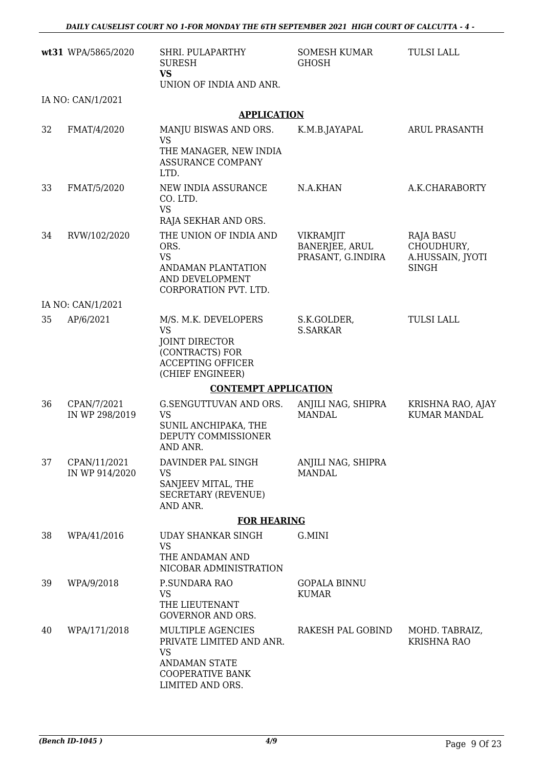| | | | | |
|---|---|---|---|---|
| **wt31** | WPA/5865/2020 | SHRI. PULAPARTHY SURESH **VS** UNION OF INDIA AND ANR. | SOMESH KUMAR GHOSH | TULSI LALL |
| IA NO: CAN/1/2021 | | | | |
| | | **APPLICATION** | | |
| 32 | FMAT/4/2020 | MANJU BISWAS AND ORS. VS THE MANAGER, NEW INDIA ASSURANCE COMPANY LTD. | K.M.B.JAYAPAL | ARUL PRASANTH |
| 33 | FMAT/5/2020 | NEW INDIA ASSURANCE CO. LTD. VS RAJA SEKHAR AND ORS. | N.A.KHAN | A.K.CHARABORTY |
| 34 | RVW/102/2020 | THE UNION OF INDIA AND ORS. VS ANDAMAN PLANTATION AND DEVELOPMENT CORPORATION PVT. LTD. | VIKRAMJIT BANERJEE, ARUL PRASANT, G.INDIRA | RAJA BASU CHOUDHURY, A.HUSSAIN, JYOTI SINGH |
| IA NO: CAN/1/2021 | | | | |
| 35 | AP/6/2021 | M/S. M.K. DEVELOPERS VS JOINT DIRECTOR (CONTRACTS) FOR ACCEPTING OFFICER (CHIEF ENGINEER) | S.K.GOLDER, S.SARKAR | TULSI LALL |
| | | **CONTEMPT APPLICATION** | | |
| 36 | CPAN/7/2021 IN WP 298/2019 | G.SENGUTTUVAN AND ORS. VS SUNIL ANCHIPAKA, THE DEPUTY COMMISSIONER AND ANR. | ANJILI NAG, SHIPRA MANDAL | KRISHNA RAO, AJAY KUMAR MANDAL |
| 37 | CPAN/11/2021 IN WP 914/2020 | DAVINDER PAL SINGH VS SANJEEV MITAL, THE SECRETARY (REVENUE) AND ANR. | ANJILI NAG, SHIPRA MANDAL | |
| | | **FOR HEARING** | | |
| 38 | WPA/41/2016 | UDAY SHANKAR SINGH VS THE ANDAMAN AND NICOBAR ADMINISTRATION | G.MINI | |
| 39 | WPA/9/2018 | P.SUNDARA RAO VS THE LIEUTENANT GOVERNOR AND ORS. | GOPALA BINNU KUMAR | |
| 40 | WPA/171/2018 | MULTIPLE AGENCIES PRIVATE LIMITED AND ANR. VS ANDAMAN STATE COOPERATIVE BANK LIMITED AND ORS. | RAKESH PAL GOBIND | MOHD. TABRAIZ, KRISHNA RAO |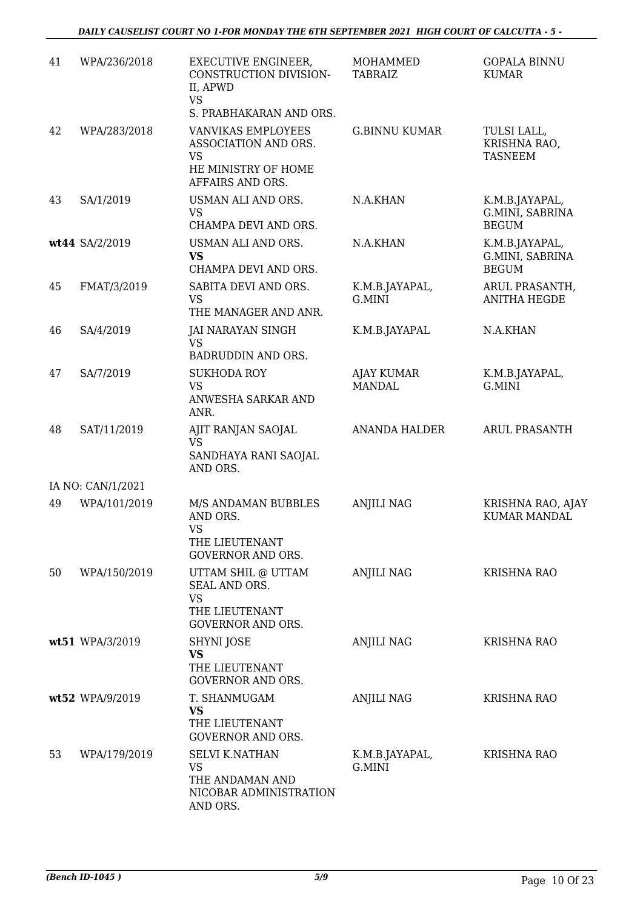| | | | | |
|---|---|---|---|---|
| 41 | WPA/236/2018 | EXECUTIVE ENGINEER, CONSTRUCTION DIVISION-II, APWD<br>VS<br>S. PRABHAKARAN AND ORS. | MOHAMMED TABRAIZ | GOPALA BINNU KUMAR |
| 42 | WPA/283/2018 | VANVIKAS EMPLOYEES ASSOCIATION AND ORS.<br>VS<br>HE MINISTRY OF HOME AFFAIRS AND ORS. | G.BINNU KUMAR | TULSI LALL, KRISHNA RAO, TASNEEM |
| 43 | SA/1/2019 | USMAN ALI AND ORS.<br>VS<br>CHAMPA DEVI AND ORS. | N.A.KHAN | K.M.B.JAYAPAL, G.MINI, SABRINA BEGUM |
| **wt44** | SA/2/2019 | USMAN ALI AND ORS.<br>**VS**<br>CHAMPA DEVI AND ORS. | N.A.KHAN | K.M.B.JAYAPAL, G.MINI, SABRINA BEGUM |
| 45 | FMAT/3/2019 | SABITA DEVI AND ORS.<br>VS<br>THE MANAGER AND ANR. | K.M.B.JAYAPAL, G.MINI | ARUL PRASANTH, ANITHA HEGDE |
| 46 | SA/4/2019 | JAI NARAYAN SINGH<br>VS<br>BADRUDDIN AND ORS. | K.M.B.JAYAPAL | N.A.KHAN |
| 47 | SA/7/2019 | SUKHODA ROY<br>VS<br>ANWESHA SARKAR AND ANR. | AJAY KUMAR MANDAL | K.M.B.JAYAPAL, G.MINI |
| 48 | SAT/11/2019 | AJIT RANJAN SAOJAL<br>VS<br>SANDHAYA RANI SAOJAL AND ORS. | ANANDA HALDER | ARUL PRASANTH |
| | IA NO: CAN/1/2021 | | | |
| 49 | WPA/101/2019 | M/S ANDAMAN BUBBLES AND ORS.<br>VS<br>THE LIEUTENANT GOVERNOR AND ORS. | ANJILI NAG | KRISHNA RAO, AJAY KUMAR MANDAL |
| 50 | WPA/150/2019 | UTTAM SHIL @ UTTAM SEAL AND ORS.<br>VS<br>THE LIEUTENANT GOVERNOR AND ORS. | ANJILI NAG | KRISHNA RAO |
| **wt51** | WPA/3/2019 | SHYNI JOSE<br>**VS**<br>THE LIEUTENANT GOVERNOR AND ORS. | ANJILI NAG | KRISHNA RAO |
| **wt52** | WPA/9/2019 | T. SHANMUGAM<br>**VS**<br>THE LIEUTENANT GOVERNOR AND ORS. | ANJILI NAG | KRISHNA RAO |
| 53 | WPA/179/2019 | SELVI K.NATHAN<br>VS<br>THE ANDAMAN AND NICOBAR ADMINISTRATION AND ORS. | K.M.B.JAYAPAL, G.MINI | KRISHNA RAO |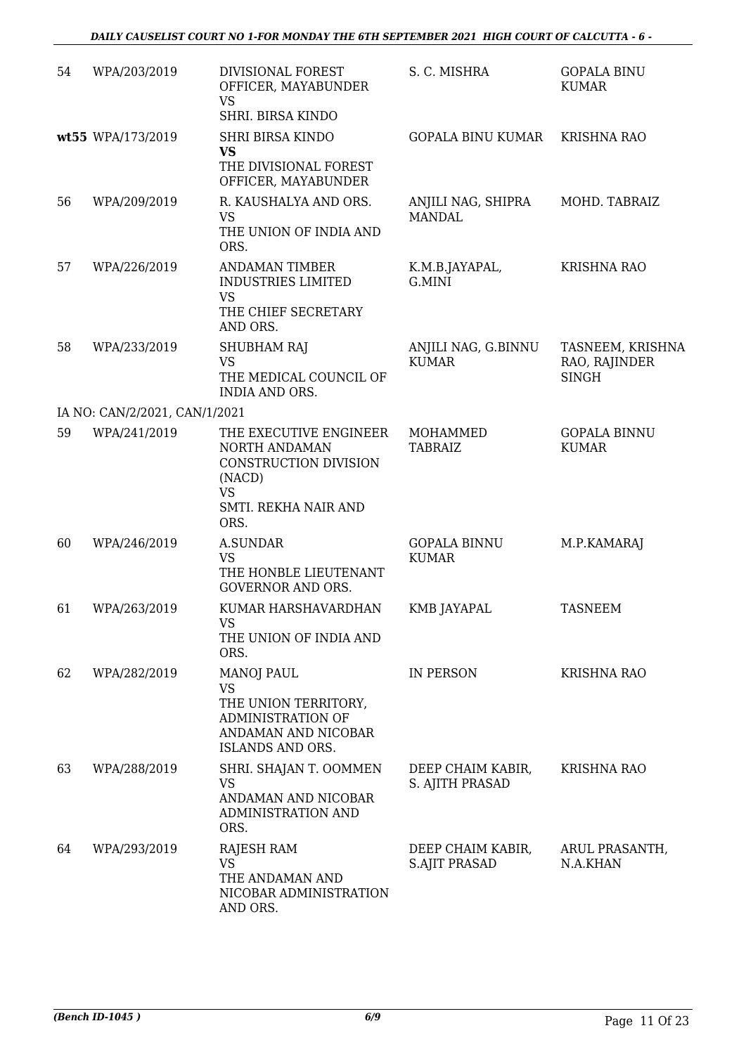| | | | | |
|---|---|---|---|---|
| 54 | WPA/203/2019 | DIVISIONAL FOREST OFFICER, MAYABUNDER<br>VS<br>SHRI. BIRSA KINDO | S. C. MISHRA | GOPALA BINU KUMAR |
| **wt55** | WPA/173/2019 | SHRI BIRSA KINDO<br>**VS**<br>THE DIVISIONAL FOREST OFFICER, MAYABUNDER | GOPALA BINU KUMAR | KRISHNA RAO |
| 56 | WPA/209/2019 | R. KAUSHALYA AND ORS.<br>VS<br>THE UNION OF INDIA AND ORS. | ANJILI NAG, SHIPRA MANDAL | MOHD. TABRAIZ |
| 57 | WPA/226/2019 | ANDAMAN TIMBER INDUSTRIES LIMITED<br>VS<br>THE CHIEF SECRETARY AND ORS. | K.M.B.JAYAPAL, G.MINI | KRISHNA RAO |
| 58 | WPA/233/2019 | SHUBHAM RAJ<br>VS<br>THE MEDICAL COUNCIL OF INDIA AND ORS. | ANJILI NAG, G.BINNU KUMAR | TASNEEM, KRISHNA RAO, RAJINDER SINGH |
| IA NO: CAN/2/2021, CAN/1/2021 | | | | |
| 59 | WPA/241/2019 | THE EXECUTIVE ENGINEER NORTH ANDAMAN CONSTRUCTION DIVISION (NACD)<br>VS<br>SMTI. REKHA NAIR AND ORS. | MOHAMMED TABRAIZ | GOPALA BINNU KUMAR |
| 60 | WPA/246/2019 | A.SUNDAR<br>VS<br>THE HONBLE LIEUTENANT GOVERNOR AND ORS. | GOPALA BINNU KUMAR | M.P.KAMARAJ |
| 61 | WPA/263/2019 | KUMAR HARSHAVARDHAN<br>VS<br>THE UNION OF INDIA AND ORS. | KMB JAYAPAL | TASNEEM |
| 62 | WPA/282/2019 | MANOJ PAUL<br>VS<br>THE UNION TERRITORY, ADMINISTRATION OF ANDAMAN AND NICOBAR ISLANDS AND ORS. | IN PERSON | KRISHNA RAO |
| 63 | WPA/288/2019 | SHRI. SHAJAN T. OOMMEN<br>VS<br>ANDAMAN AND NICOBAR ADMINISTRATION AND ORS. | DEEP CHAIM KABIR, S. AJITH PRASAD | KRISHNA RAO |
| 64 | WPA/293/2019 | RAJESH RAM<br>VS<br>THE ANDAMAN AND NICOBAR ADMINISTRATION AND ORS. | DEEP CHAIM KABIR, S.AJIT PRASAD | ARUL PRASANTH, N.A.KHAN |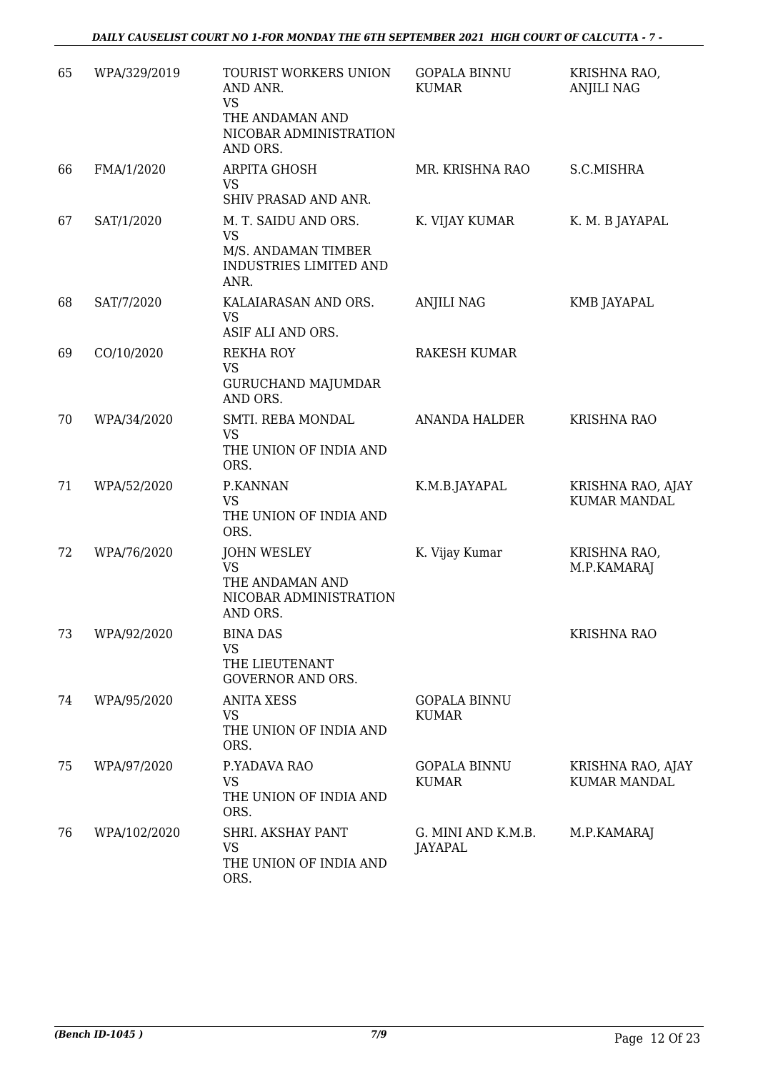| 65 | WPA/329/2019 | TOURIST WORKERS UNION AND ANR.<br>VS<br>THE ANDAMAN AND NICOBAR ADMINISTRATION AND ORS. | GOPALA BINNU KUMAR | KRISHNA RAO, ANJILI NAG |
|---|---|---|---|---|
| 66 | FMA/1/2020 | ARPITA GHOSH<br>VS<br>SHIV PRASAD AND ANR. | MR. KRISHNA RAO | S.C.MISHRA |
| 67 | SAT/1/2020 | M. T. SAIDU AND ORS.<br>VS<br>M/S. ANDAMAN TIMBER INDUSTRIES LIMITED AND ANR. | K. VIJAY KUMAR | K. M. B JAYAPAL |
| 68 | SAT/7/2020 | KALAIARASAN AND ORS.<br>VS<br>ASIF ALI AND ORS. | ANJILI NAG | KMB JAYAPAL |
| 69 | CO/10/2020 | REKHA ROY<br>VS<br>GURUCHAND MAJUMDAR AND ORS. | RAKESH KUMAR | |
| 70 | WPA/34/2020 | SMTI. REBA MONDAL<br>VS<br>THE UNION OF INDIA AND ORS. | ANANDA HALDER | KRISHNA RAO |
| 71 | WPA/52/2020 | P.KANNAN<br>VS<br>THE UNION OF INDIA AND ORS. | K.M.B.JAYAPAL | KRISHNA RAO, AJAY KUMAR MANDAL |
| 72 | WPA/76/2020 | JOHN WESLEY<br>VS<br>THE ANDAMAN AND NICOBAR ADMINISTRATION AND ORS. | K. Vijay Kumar | KRISHNA RAO, M.P.KAMARAJ |
| 73 | WPA/92/2020 | BINA DAS<br>VS<br>THE LIEUTENANT GOVERNOR AND ORS. | | KRISHNA RAO |
| 74 | WPA/95/2020 | ANITA XESS<br>VS<br>THE UNION OF INDIA AND ORS. | GOPALA BINNU KUMAR | |
| 75 | WPA/97/2020 | P.YADAVA RAO<br>VS<br>THE UNION OF INDIA AND ORS. | GOPALA BINNU KUMAR | KRISHNA RAO, AJAY KUMAR MANDAL |
| 76 | WPA/102/2020 | SHRI. AKSHAY PANT<br>VS<br>THE UNION OF INDIA AND ORS. | G. MINI AND K.M.B. JAYAPAL | M.P.KAMARAJ |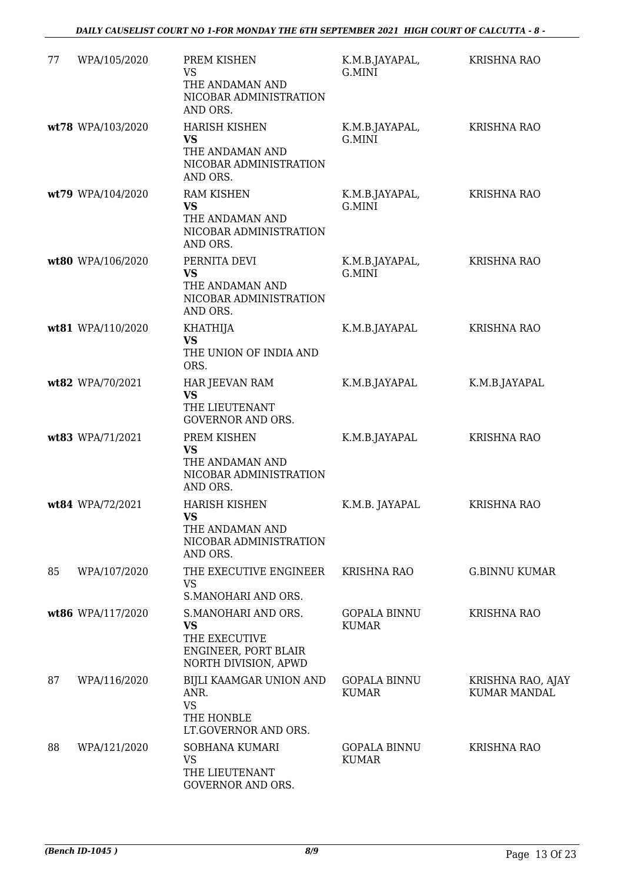| | | | | |
|---|---|---|---|---|
| 77 | WPA/105/2020 | PREM KISHEN<br>VS<br>THE ANDAMAN AND NICOBAR ADMINISTRATION AND ORS. | K.M.B.JAYAPAL, G.MINI | KRISHNA RAO |
| **wt78** | WPA/103/2020 | HARISH KISHEN<br>**VS**<br>THE ANDAMAN AND NICOBAR ADMINISTRATION AND ORS. | K.M.B.JAYAPAL, G.MINI | KRISHNA RAO |
| **wt79** | WPA/104/2020 | RAM KISHEN<br>**VS**<br>THE ANDAMAN AND NICOBAR ADMINISTRATION AND ORS. | K.M.B.JAYAPAL, G.MINI | KRISHNA RAO |
| **wt80** | WPA/106/2020 | PERNITA DEVI<br>**VS**<br>THE ANDAMAN AND NICOBAR ADMINISTRATION AND ORS. | K.M.B.JAYAPAL, G.MINI | KRISHNA RAO |
| **wt81** | WPA/110/2020 | KHATHIJA<br>**VS**<br>THE UNION OF INDIA AND ORS. | K.M.B.JAYAPAL | KRISHNA RAO |
| **wt82** | WPA/70/2021 | HAR JEEVAN RAM<br>**VS**<br>THE LIEUTENANT GOVERNOR AND ORS. | K.M.B.JAYAPAL | K.M.B.JAYAPAL |
| **wt83** | WPA/71/2021 | PREM KISHEN<br>**VS**<br>THE ANDAMAN AND NICOBAR ADMINISTRATION AND ORS. | K.M.B.JAYAPAL | KRISHNA RAO |
| **wt84** | WPA/72/2021 | HARISH KISHEN<br>**VS**<br>THE ANDAMAN AND NICOBAR ADMINISTRATION AND ORS. | K.M.B. JAYAPAL | KRISHNA RAO |
| 85 | WPA/107/2020 | THE EXECUTIVE ENGINEER<br>VS<br>S.MANOHARI AND ORS. | KRISHNA RAO | G.BINNU KUMAR |
| **wt86** | WPA/117/2020 | S.MANOHARI AND ORS.<br>**VS**<br>THE EXECUTIVE ENGINEER, PORT BLAIR NORTH DIVISION, APWD | GOPALA BINNU KUMAR | KRISHNA RAO |
| 87 | WPA/116/2020 | BIJLI KAAMGAR UNION AND ANR.<br>VS<br>THE HONBLE LT.GOVERNOR AND ORS. | GOPALA BINNU KUMAR | KRISHNA RAO, AJAY KUMAR MANDAL |
| 88 | WPA/121/2020 | SOBHANA KUMARI<br>VS<br>THE LIEUTENANT GOVERNOR AND ORS. | GOPALA BINNU KUMAR | KRISHNA RAO |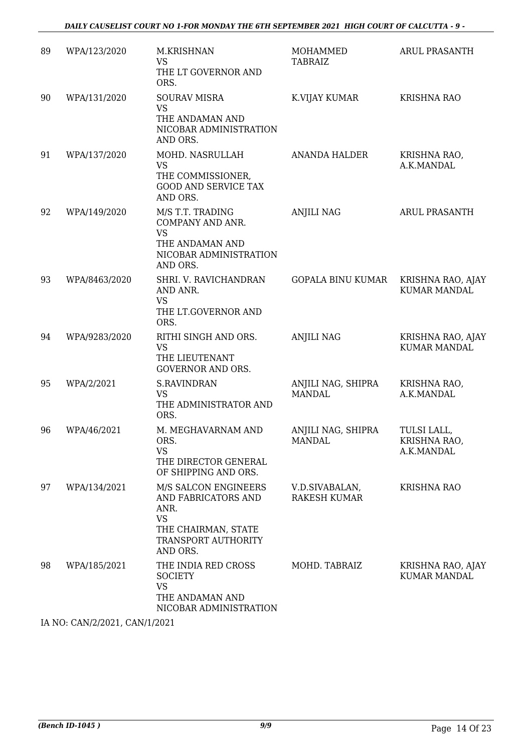| 89 | WPA/123/2020 | M.KRISHNAN VS THE LT GOVERNOR AND ORS. | MOHAMMED TABRAIZ | ARUL PRASANTH |
|---|---|---|---|---|
| 90 | WPA/131/2020 | SOURAV MISRA VS THE ANDAMAN AND NICOBAR ADMINISTRATION AND ORS. | K.VIJAY KUMAR | KRISHNA RAO |
| 91 | WPA/137/2020 | MOHD. NASRULLAH VS THE COMMISSIONER, GOOD AND SERVICE TAX AND ORS. | ANANDA HALDER | KRISHNA RAO, A.K.MANDAL |
| 92 | WPA/149/2020 | M/S T.T. TRADING COMPANY AND ANR. VS THE ANDAMAN AND NICOBAR ADMINISTRATION AND ORS. | ANJILI NAG | ARUL PRASANTH |
| 93 | WPA/8463/2020 | SHRI. V. RAVICHANDRAN AND ANR. VS THE LT.GOVERNOR AND ORS. | GOPALA BINU KUMAR | KRISHNA RAO, AJAY KUMAR MANDAL |
| 94 | WPA/9283/2020 | RITHI SINGH AND ORS. VS THE LIEUTENANT GOVERNOR AND ORS. | ANJILI NAG | KRISHNA RAO, AJAY KUMAR MANDAL |
| 95 | WPA/2/2021 | S.RAVINDRAN VS THE ADMINISTRATOR AND ORS. | ANJILI NAG, SHIPRA MANDAL | KRISHNA RAO, A.K.MANDAL |
| 96 | WPA/46/2021 | M. MEGHAVARNAM AND ORS. VS THE DIRECTOR GENERAL OF SHIPPING AND ORS. | ANJILI NAG, SHIPRA MANDAL | TULSI LALL, KRISHNA RAO, A.K.MANDAL |
| 97 | WPA/134/2021 | M/S SALCON ENGINEERS AND FABRICATORS AND ANR. VS THE CHAIRMAN, STATE TRANSPORT AUTHORITY AND ORS. | V.D.SIVABALAN, RAKESH KUMAR | KRISHNA RAO |
| 98 | WPA/185/2021 | THE INDIA RED CROSS SOCIETY VS THE ANDAMAN AND NICOBAR ADMINISTRATION | MOHD. TABRAIZ | KRISHNA RAO, AJAY KUMAR MANDAL |

IA NO: CAN/2/2021, CAN/1/2021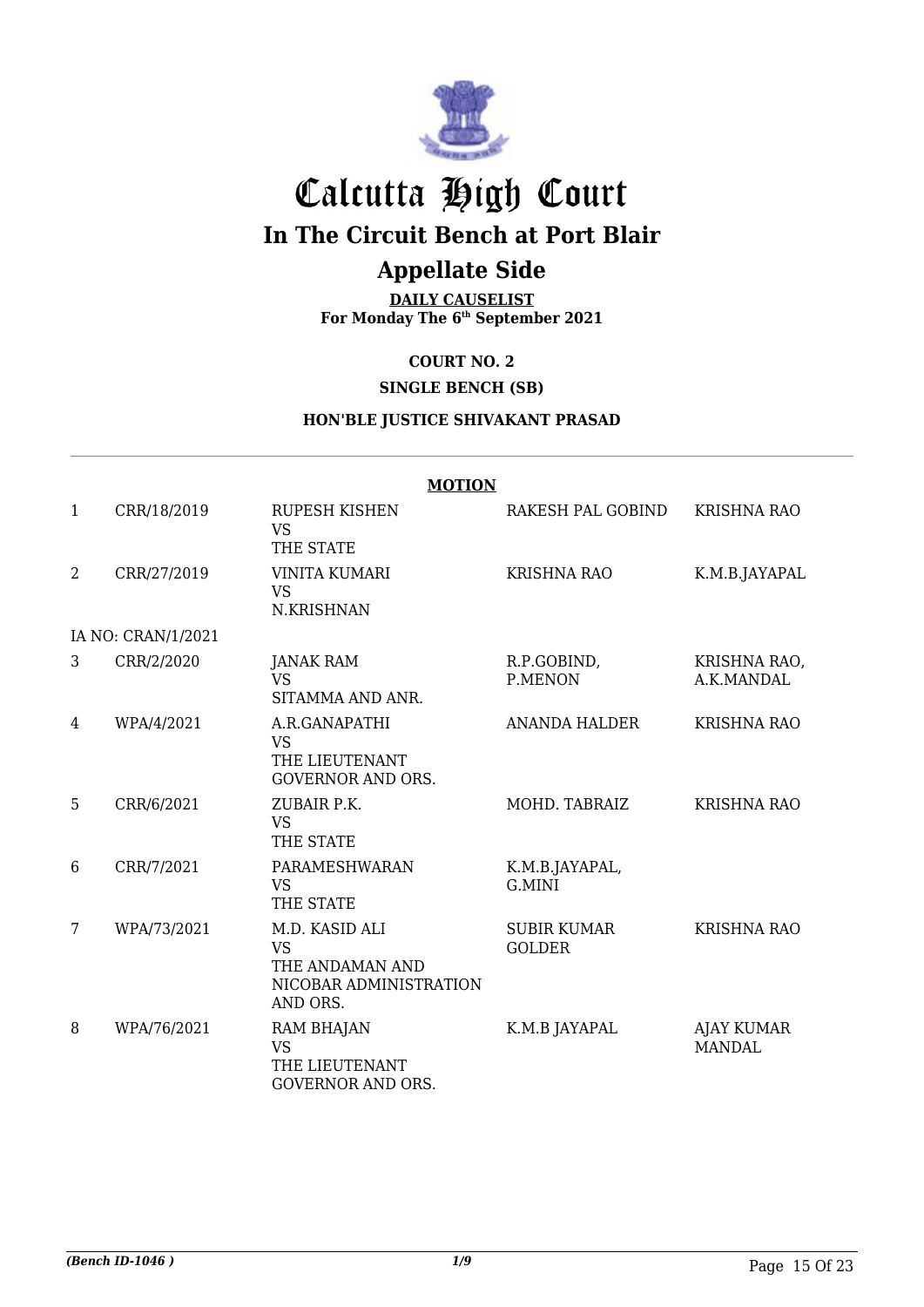# Calcutta High Court

## In The Circuit Bench at Port Blair

## Appellate Side

**DAILY CAUSELIST**
**For Monday The 6th September 2021**

**COURT NO. 2**

**SINGLE BENCH (SB)**

**HON'BLE JUSTICE SHIVAKANT PRASAD**

**MOTION**

| | | | | |
|---|---|---|---|---|
| 1 | CRR/18/2019 | RUPESH KISHEN VS THE STATE | RAKESH PAL GOBIND | KRISHNA RAO |
| 2 | CRR/27/2019 | VINITA KUMARI VS N.KRISHNAN | KRISHNA RAO | K.M.B.JAYAPAL |
| IA NO: CRAN/1/2021 | | | | |
| 3 | CRR/2/2020 | JANAK RAM VS SITAMMA AND ANR. | R.P.GOBIND, P.MENON | KRISHNA RAO, A.K.MANDAL |
| 4 | WPA/4/2021 | A.R.GANAPATHI VS THE LIEUTENANT GOVERNOR AND ORS. | ANANDA HALDER | KRISHNA RAO |
| 5 | CRR/6/2021 | ZUBAIR P.K. VS THE STATE | MOHD. TABRAIZ | KRISHNA RAO |
| 6 | CRR/7/2021 | PARAMESHWARAN VS THE STATE | K.M.B.JAYAPAL, G.MINI | |
| 7 | WPA/73/2021 | M.D. KASID ALI VS THE ANDAMAN AND NICOBAR ADMINISTRATION AND ORS. | SUBIR KUMAR GOLDER | KRISHNA RAO |
| 8 | WPA/76/2021 | RAM BHAJAN VS THE LIEUTENANT GOVERNOR AND ORS. | K.M.B JAYAPAL | AJAY KUMAR MANDAL |

*(Bench ID-1046 )*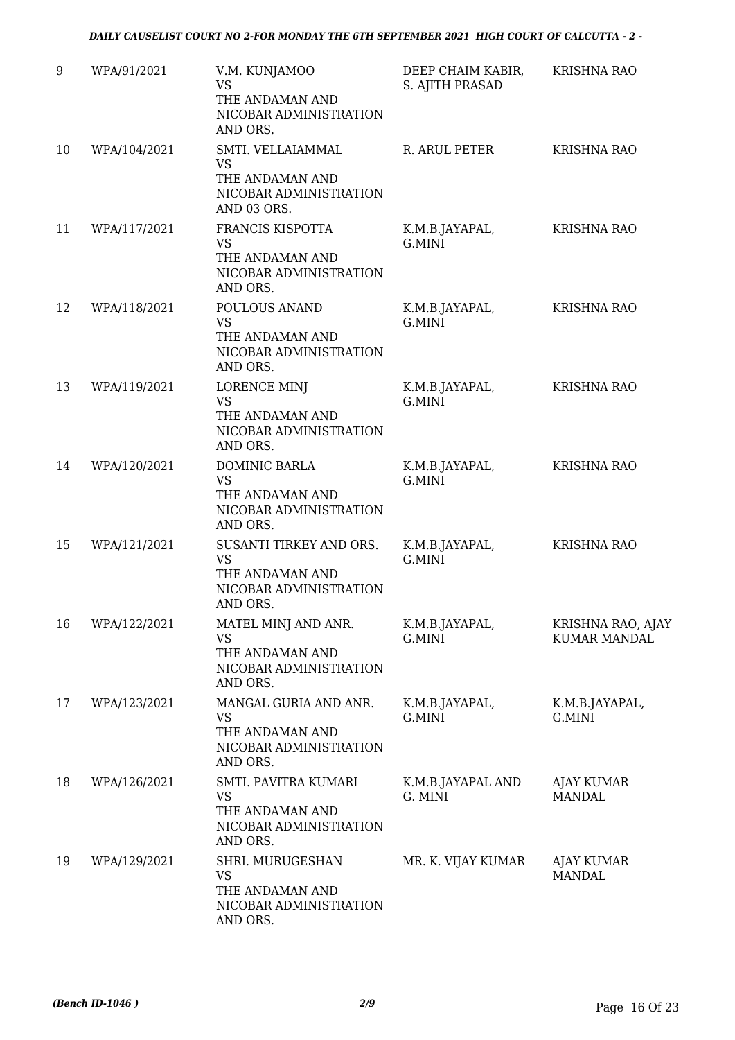| 9 | WPA/91/2021 | V.M. KUNJAMOO<br>VS<br>THE ANDAMAN AND NICOBAR ADMINISTRATION AND ORS. | DEEP CHAIM KABIR, S. AJITH PRASAD | KRISHNA RAO |
|---|---|---|---|---|
| 10 | WPA/104/2021 | SMTI. VELLAIAMMAL<br>VS<br>THE ANDAMAN AND NICOBAR ADMINISTRATION AND 03 ORS. | R. ARUL PETER | KRISHNA RAO |
| 11 | WPA/117/2021 | FRANCIS KISPOTTA<br>VS<br>THE ANDAMAN AND NICOBAR ADMINISTRATION AND ORS. | K.M.B.JAYAPAL, G.MINI | KRISHNA RAO |
| 12 | WPA/118/2021 | POULOUS ANAND<br>VS<br>THE ANDAMAN AND NICOBAR ADMINISTRATION AND ORS. | K.M.B.JAYAPAL, G.MINI | KRISHNA RAO |
| 13 | WPA/119/2021 | LORENCE MINJ<br>VS<br>THE ANDAMAN AND NICOBAR ADMINISTRATION AND ORS. | K.M.B.JAYAPAL, G.MINI | KRISHNA RAO |
| 14 | WPA/120/2021 | DOMINIC BARLA<br>VS<br>THE ANDAMAN AND NICOBAR ADMINISTRATION AND ORS. | K.M.B.JAYAPAL, G.MINI | KRISHNA RAO |
| 15 | WPA/121/2021 | SUSANTI TIRKEY AND ORS.<br>VS<br>THE ANDAMAN AND NICOBAR ADMINISTRATION AND ORS. | K.M.B.JAYAPAL, G.MINI | KRISHNA RAO |
| 16 | WPA/122/2021 | MATEL MINJ AND ANR.<br>VS<br>THE ANDAMAN AND NICOBAR ADMINISTRATION AND ORS. | K.M.B.JAYAPAL, G.MINI | KRISHNA RAO, AJAY KUMAR MANDAL |
| 17 | WPA/123/2021 | MANGAL GURIA AND ANR.<br>VS<br>THE ANDAMAN AND NICOBAR ADMINISTRATION AND ORS. | K.M.B.JAYAPAL, G.MINI | K.M.B.JAYAPAL, G.MINI |
| 18 | WPA/126/2021 | SMTI. PAVITRA KUMARI<br>VS<br>THE ANDAMAN AND NICOBAR ADMINISTRATION AND ORS. | K.M.B.JAYAPAL AND G. MINI | AJAY KUMAR MANDAL |
| 19 | WPA/129/2021 | SHRI. MURUGESHAN<br>VS<br>THE ANDAMAN AND NICOBAR ADMINISTRATION AND ORS. | MR. K. VIJAY KUMAR | AJAY KUMAR MANDAL |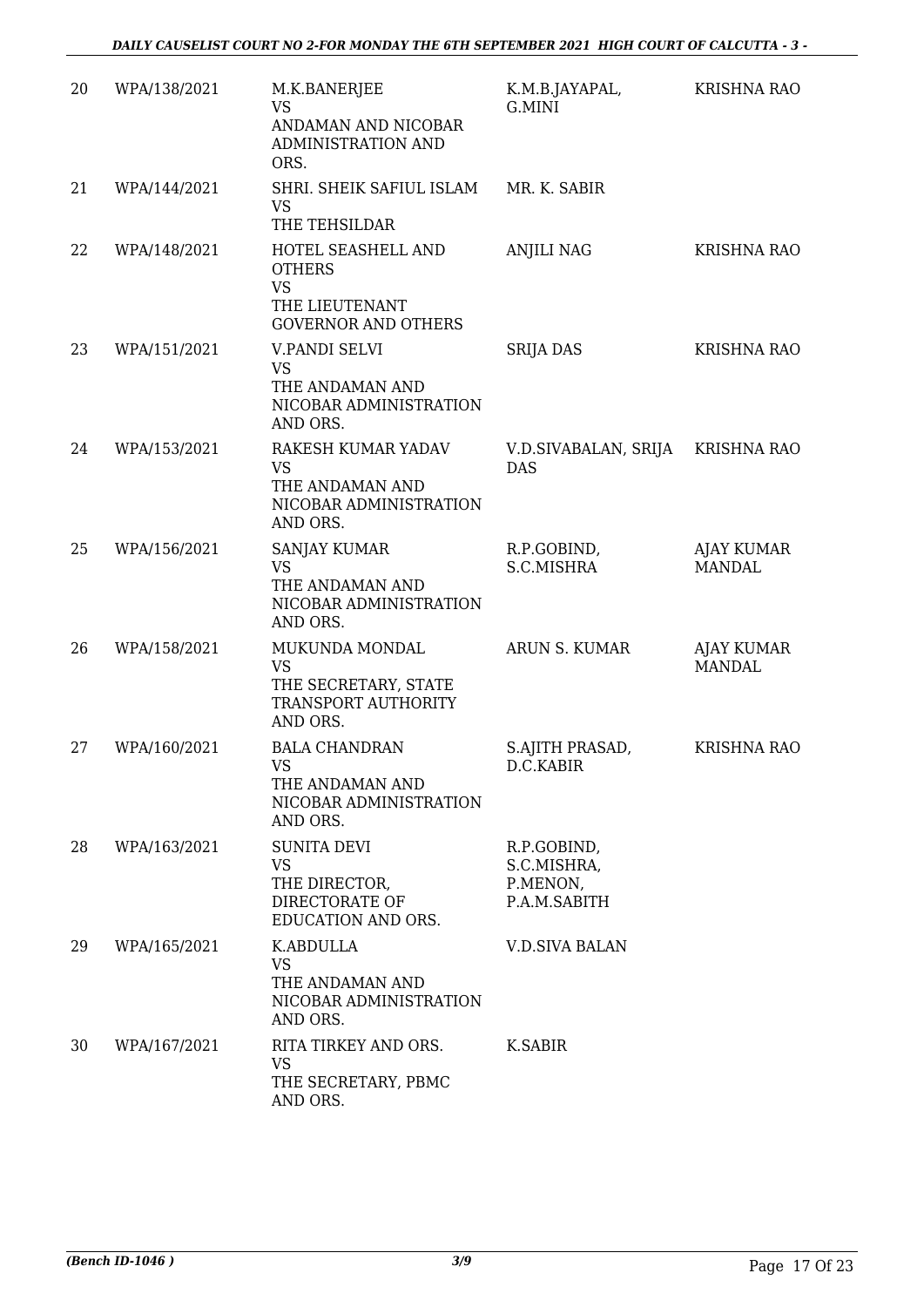| 20 | WPA/138/2021 | M.K.BANERJEE<br>VS<br>ANDAMAN AND NICOBAR ADMINISTRATION AND ORS. | K.M.B.JAYAPAL, G.MINI | KRISHNA RAO |
|---|---|---|---|---|
| 21 | WPA/144/2021 | SHRI. SHEIK SAFIUL ISLAM<br>VS<br>THE TEHSILDAR | MR. K. SABIR | |
| 22 | WPA/148/2021 | HOTEL SEASHELL AND OTHERS<br>VS<br>THE LIEUTENANT GOVERNOR AND OTHERS | ANJILI NAG | KRISHNA RAO |
| 23 | WPA/151/2021 | V.PANDI SELVI<br>VS<br>THE ANDAMAN AND NICOBAR ADMINISTRATION AND ORS. | SRIJA DAS | KRISHNA RAO |
| 24 | WPA/153/2021 | RAKESH KUMAR YADAV<br>VS<br>THE ANDAMAN AND NICOBAR ADMINISTRATION AND ORS. | V.D.SIVABALAN, SRIJA DAS | KRISHNA RAO |
| 25 | WPA/156/2021 | SANJAY KUMAR<br>VS<br>THE ANDAMAN AND NICOBAR ADMINISTRATION AND ORS. | R.P.GOBIND, S.C.MISHRA | AJAY KUMAR MANDAL |
| 26 | WPA/158/2021 | MUKUNDA MONDAL<br>VS<br>THE SECRETARY, STATE TRANSPORT AUTHORITY AND ORS. | ARUN S. KUMAR | AJAY KUMAR MANDAL |
| 27 | WPA/160/2021 | BALA CHANDRAN<br>VS<br>THE ANDAMAN AND NICOBAR ADMINISTRATION AND ORS. | S.AJITH PRASAD, D.C.KABIR | KRISHNA RAO |
| 28 | WPA/163/2021 | SUNITA DEVI<br>VS<br>THE DIRECTOR, DIRECTORATE OF EDUCATION AND ORS. | R.P.GOBIND, S.C.MISHRA, P.MENON, P.A.M.SABITH | |
| 29 | WPA/165/2021 | K.ABDULLA<br>VS<br>THE ANDAMAN AND NICOBAR ADMINISTRATION AND ORS. | V.D.SIVA BALAN | |
| 30 | WPA/167/2021 | RITA TIRKEY AND ORS.<br>VS<br>THE SECRETARY, PBMC AND ORS. | K.SABIR | |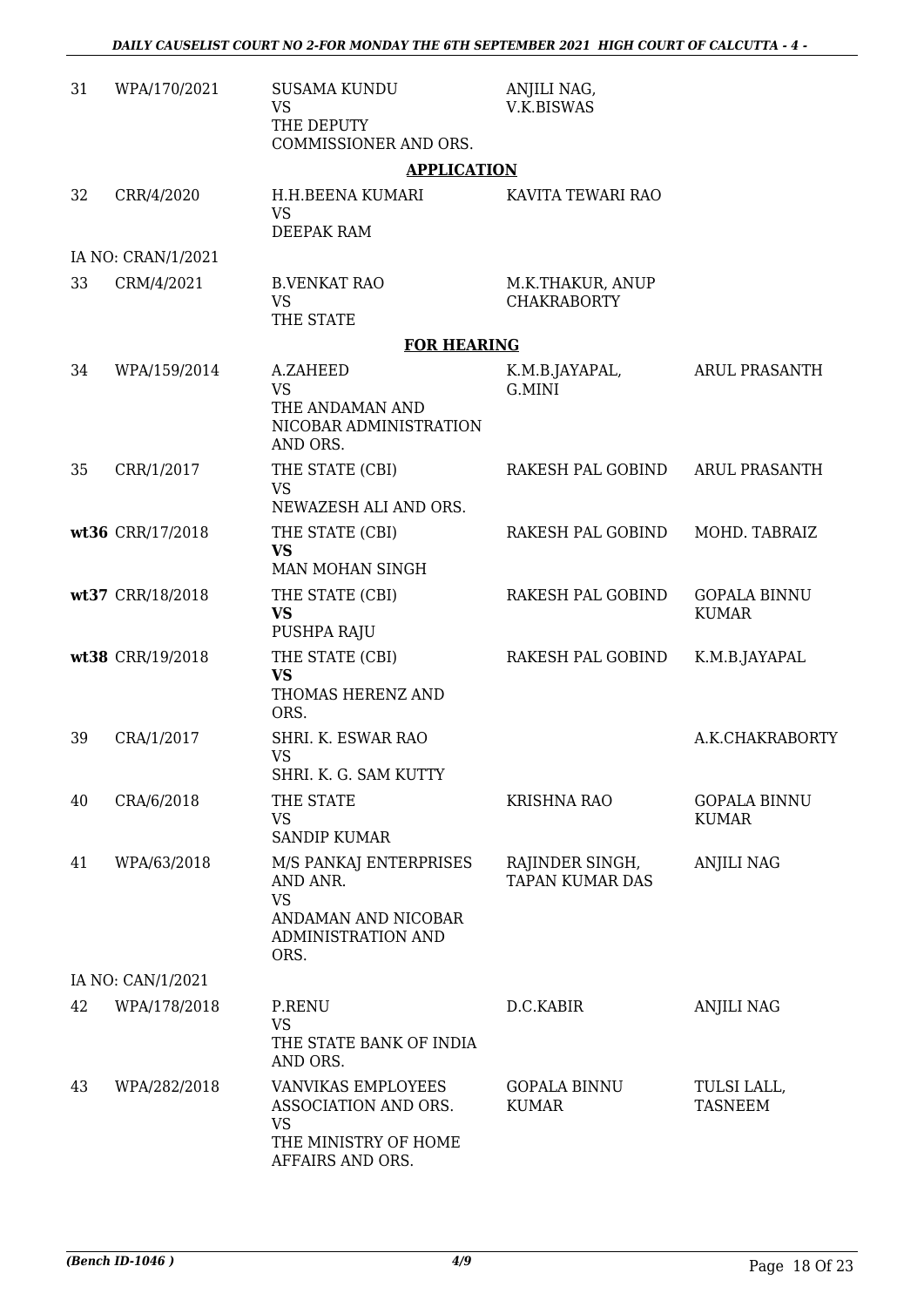| | | | | |
|---|---|---|---|---|
| 31 | WPA/170/2021 | SUSAMA KUNDU<br>VS<br>THE DEPUTY COMMISSIONER AND ORS. | ANJILI NAG, V.K.BISWAS | |

**APPLICATION**

| | | | | |
|---|---|---|---|---|
| 32 | CRR/4/2020 | H.H.BEENA KUMARI<br>VS<br>DEEPAK RAM | KAVITA TEWARI RAO | |
| | IA NO: CRAN/1/2021 | | | |
| 33 | CRM/4/2021 | B.VENKAT RAO<br>VS<br>THE STATE | M.K.THAKUR, ANUP CHAKRABORTY | |

**FOR HEARING**

| | | | | |
|---|---|---|---|---|
| 34 | WPA/159/2014 | A.ZAHEED<br>VS<br>THE ANDAMAN AND NICOBAR ADMINISTRATION AND ORS. | K.M.B.JAYAPAL, G.MINI | ARUL PRASANTH |
| 35 | CRR/1/2017 | THE STATE (CBI)<br>VS<br>NEWAZESH ALI AND ORS. | RAKESH PAL GOBIND | ARUL PRASANTH |
| **wt36** | CRR/17/2018 | THE STATE (CBI)<br>**VS**<br>MAN MOHAN SINGH | RAKESH PAL GOBIND | MOHD. TABRAIZ |
| **wt37** | CRR/18/2018 | THE STATE (CBI)<br>**VS**<br>PUSHPA RAJU | RAKESH PAL GOBIND | GOPALA BINNU KUMAR |
| **wt38** | CRR/19/2018 | THE STATE (CBI)<br>**VS**<br>THOMAS HERENZ AND ORS. | RAKESH PAL GOBIND | K.M.B.JAYAPAL |
| 39 | CRA/1/2017 | SHRI. K. ESWAR RAO<br>VS<br>SHRI. K. G. SAM KUTTY | | A.K.CHAKRABORTY |
| 40 | CRA/6/2018 | THE STATE<br>VS<br>SANDIP KUMAR | KRISHNA RAO | GOPALA BINNU KUMAR |
| 41 | WPA/63/2018 | M/S PANKAJ ENTERPRISES AND ANR.<br>VS<br>ANDAMAN AND NICOBAR ADMINISTRATION AND ORS. | RAJINDER SINGH, TAPAN KUMAR DAS | ANJILI NAG |
| | IA NO: CAN/1/2021 | | | |
| 42 | WPA/178/2018 | P.RENU<br>VS<br>THE STATE BANK OF INDIA AND ORS. | D.C.KABIR | ANJILI NAG |
| 43 | WPA/282/2018 | VANVIKAS EMPLOYEES ASSOCIATION AND ORS.<br>VS<br>THE MINISTRY OF HOME AFFAIRS AND ORS. | GOPALA BINNU KUMAR | TULSI LALL, TASNEEM |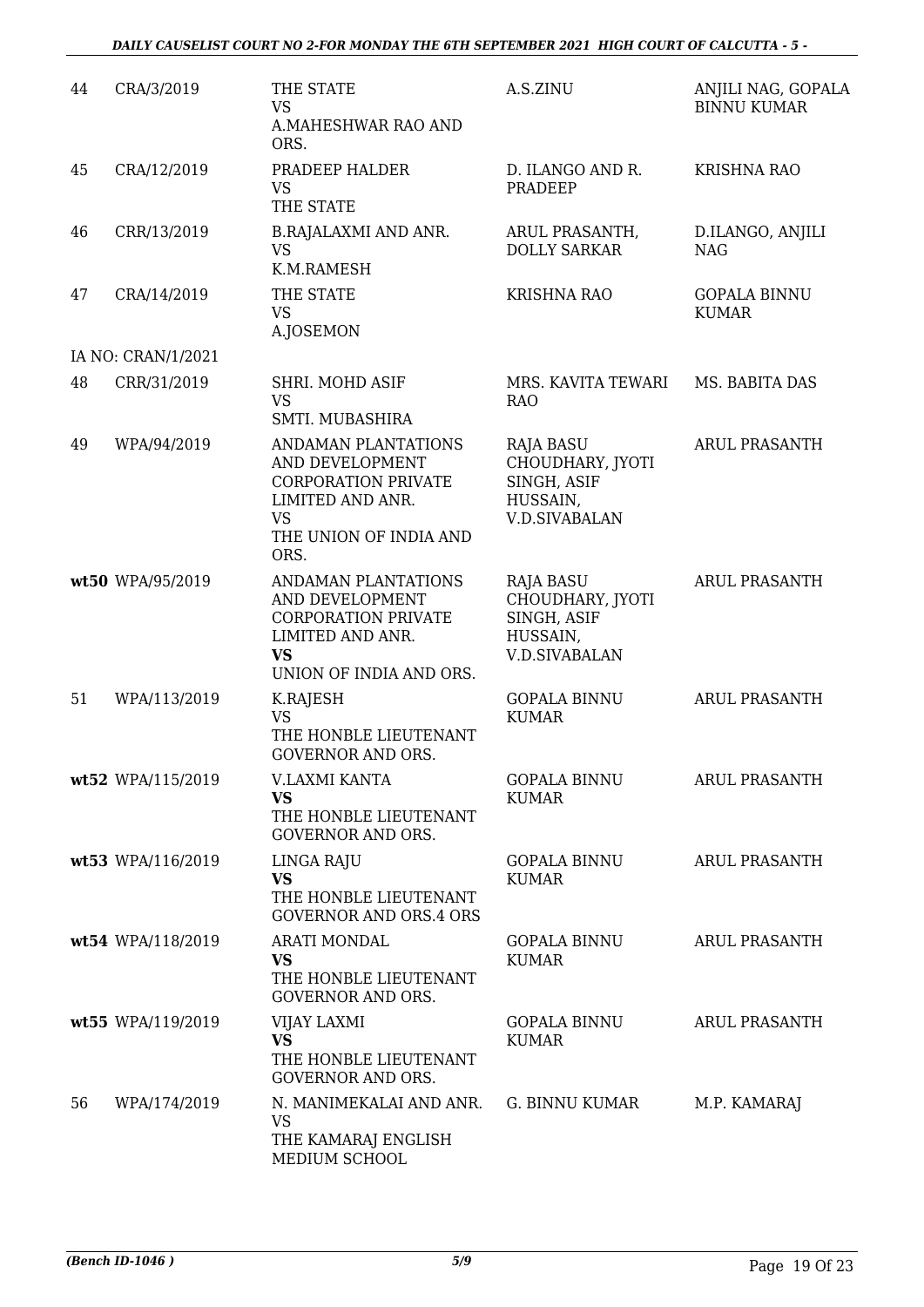| 44 | CRA/3/2019 | THE STATE<br>VS<br>A.MAHESHWAR RAO AND ORS. | A.S.ZINU | ANJILI NAG, GOPALA BINNU KUMAR |
|---|---|---|---|---|
| 45 | CRA/12/2019 | PRADEEP HALDER<br>VS<br>THE STATE | D. ILANGO AND R. PRADEEP | KRISHNA RAO |
| 46 | CRR/13/2019 | B.RAJALAXMI AND ANR.<br>VS<br>K.M.RAMESH | ARUL PRASANTH, DOLLY SARKAR | D.ILANGO, ANJILI NAG |
| 47 | CRA/14/2019 | THE STATE<br>VS<br>A.JOSEMON | KRISHNA RAO | GOPALA BINNU KUMAR |
| | IA NO: CRAN/1/2021 | | | |
| 48 | CRR/31/2019 | SHRI. MOHD ASIF<br>VS<br>SMTI. MUBASHIRA | MRS. KAVITA TEWARI RAO | MS. BABITA DAS |
| 49 | WPA/94/2019 | ANDAMAN PLANTATIONS AND DEVELOPMENT CORPORATION PRIVATE LIMITED AND ANR.<br>VS<br>THE UNION OF INDIA AND ORS. | RAJA BASU CHOUDHARY, JYOTI SINGH, ASIF HUSSAIN, V.D.SIVABALAN | ARUL PRASANTH |
| **wt50** | WPA/95/2019 | ANDAMAN PLANTATIONS AND DEVELOPMENT CORPORATION PRIVATE LIMITED AND ANR.<br>**VS**<br>UNION OF INDIA AND ORS. | RAJA BASU CHOUDHARY, JYOTI SINGH, ASIF HUSSAIN, V.D.SIVABALAN | ARUL PRASANTH |
| 51 | WPA/113/2019 | K.RAJESH<br>VS<br>THE HONBLE LIEUTENANT GOVERNOR AND ORS. | GOPALA BINNU KUMAR | ARUL PRASANTH |
| **wt52** | WPA/115/2019 | V.LAXMI KANTA<br>**VS**<br>THE HONBLE LIEUTENANT GOVERNOR AND ORS. | GOPALA BINNU KUMAR | ARUL PRASANTH |
| **wt53** | WPA/116/2019 | LINGA RAJU<br>**VS**<br>THE HONBLE LIEUTENANT GOVERNOR AND ORS.4 ORS | GOPALA BINNU KUMAR | ARUL PRASANTH |
| **wt54** | WPA/118/2019 | ARATI MONDAL<br>**VS**<br>THE HONBLE LIEUTENANT GOVERNOR AND ORS. | GOPALA BINNU KUMAR | ARUL PRASANTH |
| **wt55** | WPA/119/2019 | VIJAY LAXMI<br>**VS**<br>THE HONBLE LIEUTENANT GOVERNOR AND ORS. | GOPALA BINNU KUMAR | ARUL PRASANTH |
| 56 | WPA/174/2019 | N. MANIMEKALAI AND ANR.<br>VS<br>THE KAMARAJ ENGLISH MEDIUM SCHOOL | G. BINNU KUMAR | M.P. KAMARAJ |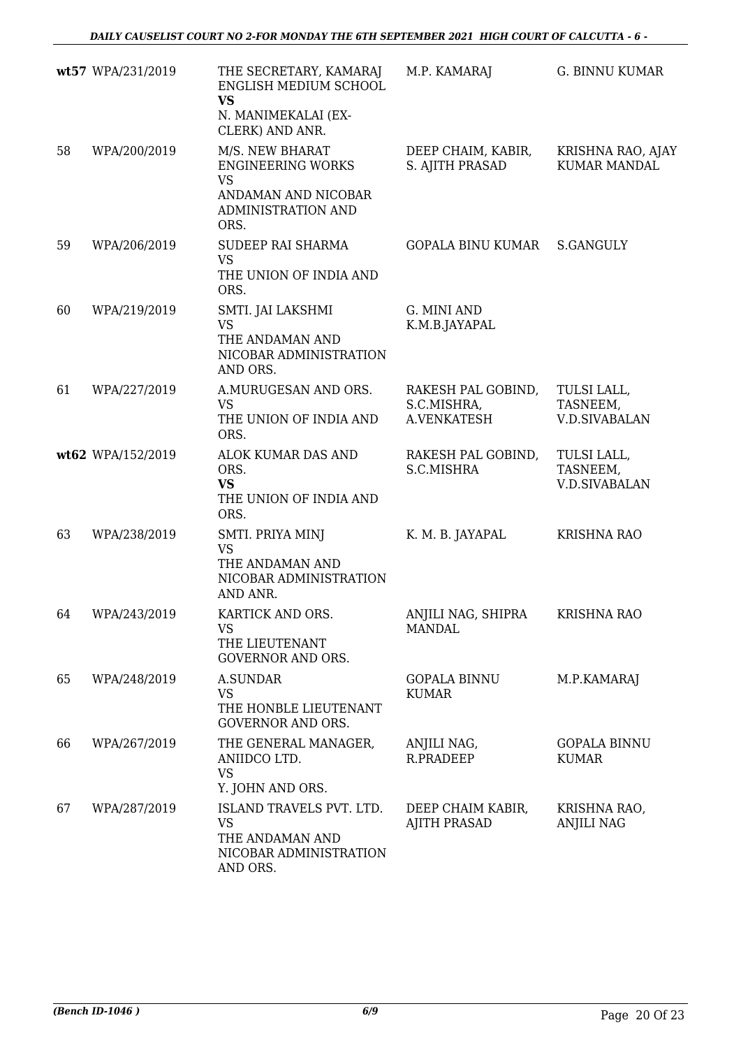| | | | | |
|---|---|---|---|---|
| **wt57** | WPA/231/2019 | THE SECRETARY, KAMARAJ ENGLISH MEDIUM SCHOOL **VS** N. MANIMEKALAI (EX-CLERK) AND ANR. | M.P. KAMARAJ | G. BINNU KUMAR |
| 58 | WPA/200/2019 | M/S. NEW BHARAT ENGINEERING WORKS VS ANDAMAN AND NICOBAR ADMINISTRATION AND ORS. | DEEP CHAIM, KABIR, S. AJITH PRASAD | KRISHNA RAO, AJAY KUMAR MANDAL |
| 59 | WPA/206/2019 | SUDEEP RAI SHARMA VS THE UNION OF INDIA AND ORS. | GOPALA BINU KUMAR | S.GANGULY |
| 60 | WPA/219/2019 | SMTI. JAI LAKSHMI VS THE ANDAMAN AND NICOBAR ADMINISTRATION AND ORS. | G. MINI AND K.M.B.JAYAPAL | |
| 61 | WPA/227/2019 | A.MURUGESAN AND ORS. VS THE UNION OF INDIA AND ORS. | RAKESH PAL GOBIND, S.C.MISHRA, A.VENKATESH | TULSI LALL, TASNEEM, V.D.SIVABALAN |
| **wt62** | WPA/152/2019 | ALOK KUMAR DAS AND ORS. **VS** THE UNION OF INDIA AND ORS. | RAKESH PAL GOBIND, S.C.MISHRA | TULSI LALL, TASNEEM, V.D.SIVABALAN |
| 63 | WPA/238/2019 | SMTI. PRIYA MINJ VS THE ANDAMAN AND NICOBAR ADMINISTRATION AND ANR. | K. M. B. JAYAPAL | KRISHNA RAO |
| 64 | WPA/243/2019 | KARTICK AND ORS. VS THE LIEUTENANT GOVERNOR AND ORS. | ANJILI NAG, SHIPRA MANDAL | KRISHNA RAO |
| 65 | WPA/248/2019 | A.SUNDAR VS THE HONBLE LIEUTENANT GOVERNOR AND ORS. | GOPALA BINNU KUMAR | M.P.KAMARAJ |
| 66 | WPA/267/2019 | THE GENERAL MANAGER, ANIIDCO LTD. VS Y. JOHN AND ORS. | ANJILI NAG, R.PRADEEP | GOPALA BINNU KUMAR |
| 67 | WPA/287/2019 | ISLAND TRAVELS PVT. LTD. VS THE ANDAMAN AND NICOBAR ADMINISTRATION AND ORS. | DEEP CHAIM KABIR, AJITH PRASAD | KRISHNA RAO, ANJILI NAG |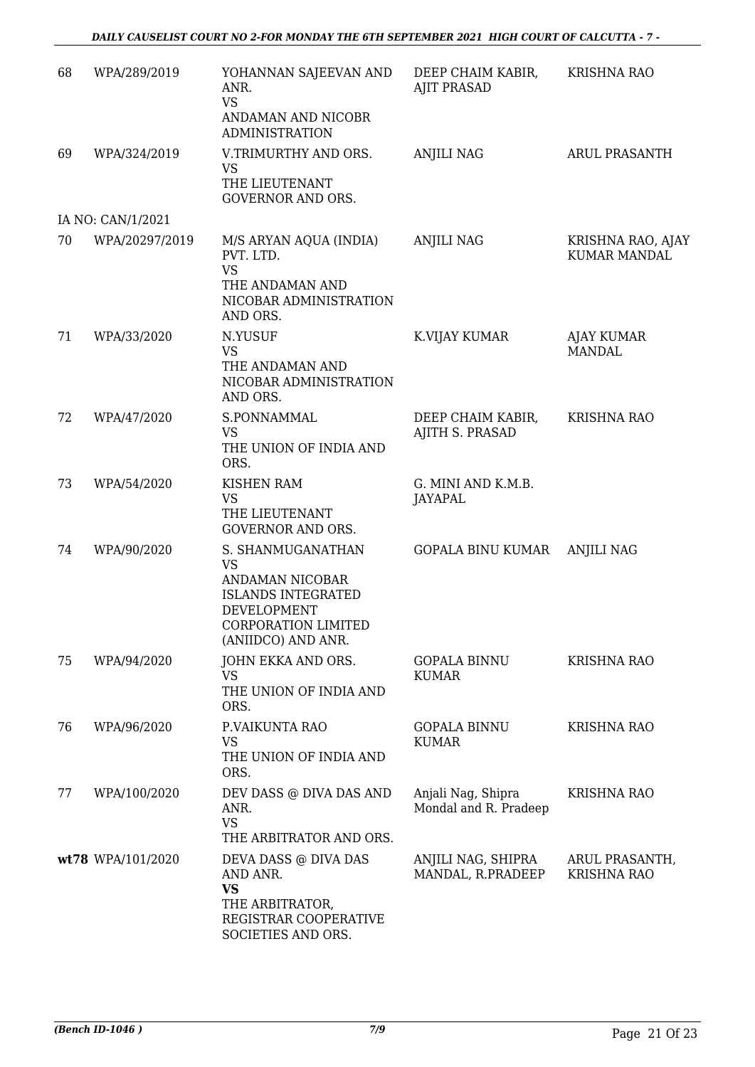| | | | | |
|---|---|---|---|---|
| 68 | WPA/289/2019 | YOHANNAN SAJEEVAN AND ANR.<br>VS<br>ANDAMAN AND NICOBR ADMINISTRATION | DEEP CHAIM KABIR, AJIT PRASAD | KRISHNA RAO |
| 69 | WPA/324/2019 | V.TRIMURTHY AND ORS.<br>VS<br>THE LIEUTENANT GOVERNOR AND ORS. | ANJILI NAG | ARUL PRASANTH |
| | IA NO: CAN/1/2021 | | | |
| 70 | WPA/20297/2019 | M/S ARYAN AQUA (INDIA) PVT. LTD.<br>VS<br>THE ANDAMAN AND NICOBAR ADMINISTRATION AND ORS. | ANJILI NAG | KRISHNA RAO, AJAY KUMAR MANDAL |
| 71 | WPA/33/2020 | N.YUSUF<br>VS<br>THE ANDAMAN AND NICOBAR ADMINISTRATION AND ORS. | K.VIJAY KUMAR | AJAY KUMAR MANDAL |
| 72 | WPA/47/2020 | S.PONNAMMAL<br>VS<br>THE UNION OF INDIA AND ORS. | DEEP CHAIM KABIR, AJITH S. PRASAD | KRISHNA RAO |
| 73 | WPA/54/2020 | KISHEN RAM<br>VS<br>THE LIEUTENANT GOVERNOR AND ORS. | G. MINI AND K.M.B. JAYAPAL | |
| 74 | WPA/90/2020 | S. SHANMUGANATHAN<br>VS<br>ANDAMAN NICOBAR ISLANDS INTEGRATED DEVELOPMENT CORPORATION LIMITED (ANIIDCO) AND ANR. | GOPALA BINU KUMAR | ANJILI NAG |
| 75 | WPA/94/2020 | JOHN EKKA AND ORS.<br>VS<br>THE UNION OF INDIA AND ORS. | GOPALA BINNU KUMAR | KRISHNA RAO |
| 76 | WPA/96/2020 | P.VAIKUNTA RAO<br>VS<br>THE UNION OF INDIA AND ORS. | GOPALA BINNU KUMAR | KRISHNA RAO |
| 77 | WPA/100/2020 | DEV DASS @ DIVA DAS AND ANR.<br>VS<br>THE ARBITRATOR AND ORS. | Anjali Nag, Shipra Mondal and R. Pradeep | KRISHNA RAO |
| **wt78** | WPA/101/2020 | DEVA DASS @ DIVA DAS AND ANR.<br>**VS**<br>THE ARBITRATOR, REGISTRAR COOPERATIVE SOCIETIES AND ORS. | ANJILI NAG, SHIPRA MANDAL, R.PRADEEP | ARUL PRASANTH, KRISHNA RAO |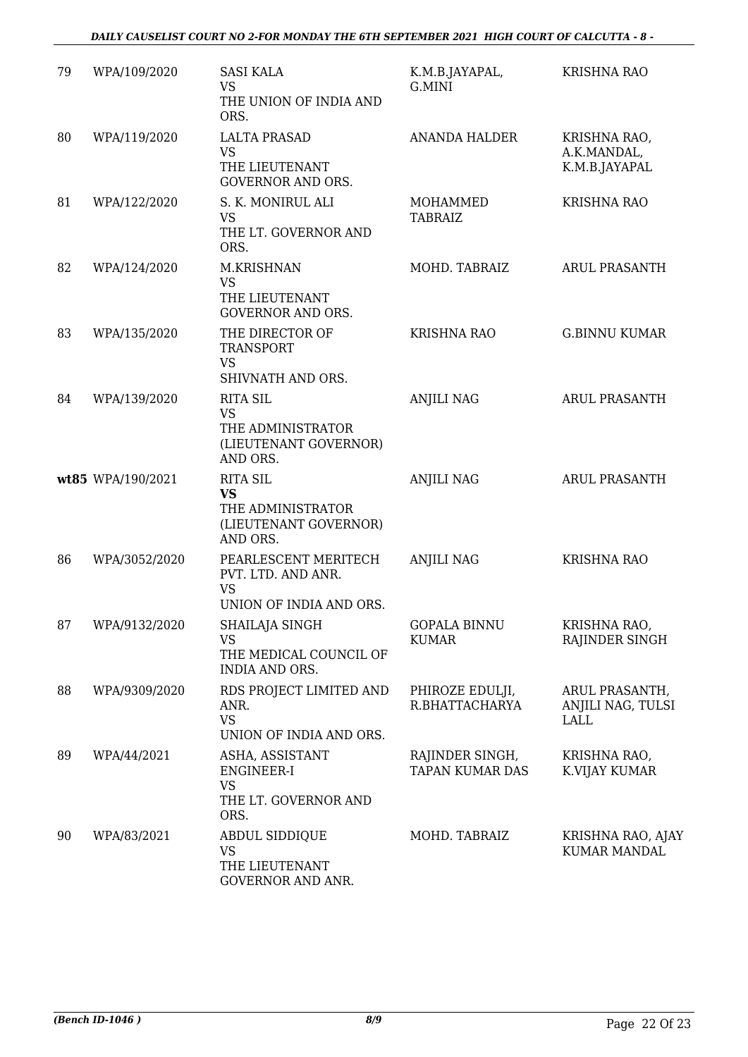| 79 | WPA/109/2020 | SASI KALA<br>VS<br>THE UNION OF INDIA AND ORS. | K.M.B.JAYAPAL, G.MINI | KRISHNA RAO |
|---|---|---|---|---|
| 80 | WPA/119/2020 | LALTA PRASAD<br>VS<br>THE LIEUTENANT GOVERNOR AND ORS. | ANANDA HALDER | KRISHNA RAO, A.K.MANDAL, K.M.B.JAYAPAL |
| 81 | WPA/122/2020 | S. K. MONIRUL ALI<br>VS<br>THE LT. GOVERNOR AND ORS. | MOHAMMED TABRAIZ | KRISHNA RAO |
| 82 | WPA/124/2020 | M.KRISHNAN<br>VS<br>THE LIEUTENANT GOVERNOR AND ORS. | MOHD. TABRAIZ | ARUL PRASANTH |
| 83 | WPA/135/2020 | THE DIRECTOR OF TRANSPORT<br>VS<br>SHIVNATH AND ORS. | KRISHNA RAO | G.BINNU KUMAR |
| 84 | WPA/139/2020 | RITA SIL<br>VS<br>THE ADMINISTRATOR (LIEUTENANT GOVERNOR) AND ORS. | ANJILI NAG | ARUL PRASANTH |
| **wt**85 | WPA/190/2021 | RITA SIL<br>**VS**<br>THE ADMINISTRATOR (LIEUTENANT GOVERNOR) AND ORS. | ANJILI NAG | ARUL PRASANTH |
| 86 | WPA/3052/2020 | PEARLESCENT MERITECH PVT. LTD. AND ANR.<br>VS<br>UNION OF INDIA AND ORS. | ANJILI NAG | KRISHNA RAO |
| 87 | WPA/9132/2020 | SHAILAJA SINGH<br>VS<br>THE MEDICAL COUNCIL OF INDIA AND ORS. | GOPALA BINNU KUMAR | KRISHNA RAO, RAJINDER SINGH |
| 88 | WPA/9309/2020 | RDS PROJECT LIMITED AND ANR.<br>VS<br>UNION OF INDIA AND ORS. | PHIROZE EDULJI, R.BHATTACHARYA | ARUL PRASANTH, ANJILI NAG, TULSI LALL |
| 89 | WPA/44/2021 | ASHA, ASSISTANT ENGINEER-I<br>VS<br>THE LT. GOVERNOR AND ORS. | RAJINDER SINGH, TAPAN KUMAR DAS | KRISHNA RAO, K.VIJAY KUMAR |
| 90 | WPA/83/2021 | ABDUL SIDDIQUE<br>VS<br>THE LIEUTENANT GOVERNOR AND ANR. | MOHD. TABRAIZ | KRISHNA RAO, AJAY KUMAR MANDAL |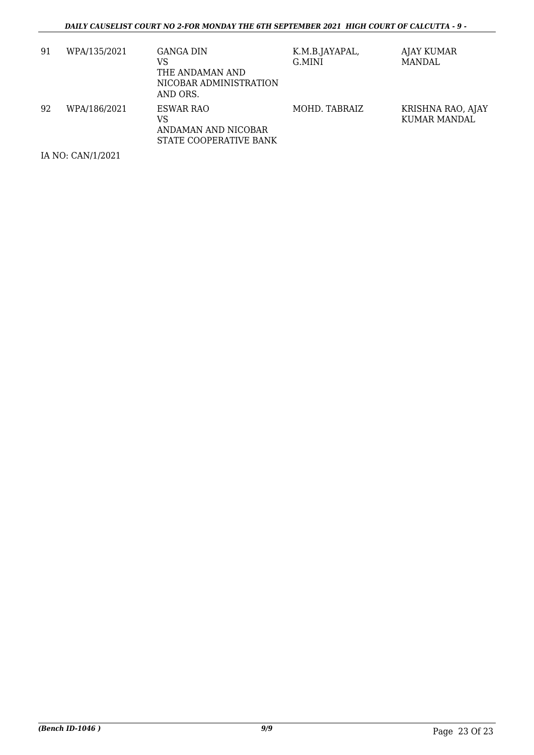| | | | | |
|---|---|---|---|---|
| 91 | WPA/135/2021 | GANGA DIN<br>VS<br>THE ANDAMAN AND NICOBAR ADMINISTRATION AND ORS. | K.M.B.JAYAPAL, G.MINI | AJAY KUMAR MANDAL |
| 92 | WPA/186/2021 | ESWAR RAO<br>VS<br>ANDAMAN AND NICOBAR STATE COOPERATIVE BANK | MOHD. TABRAIZ | KRISHNA RAO, AJAY KUMAR MANDAL |

IA NO: CAN/1/2021